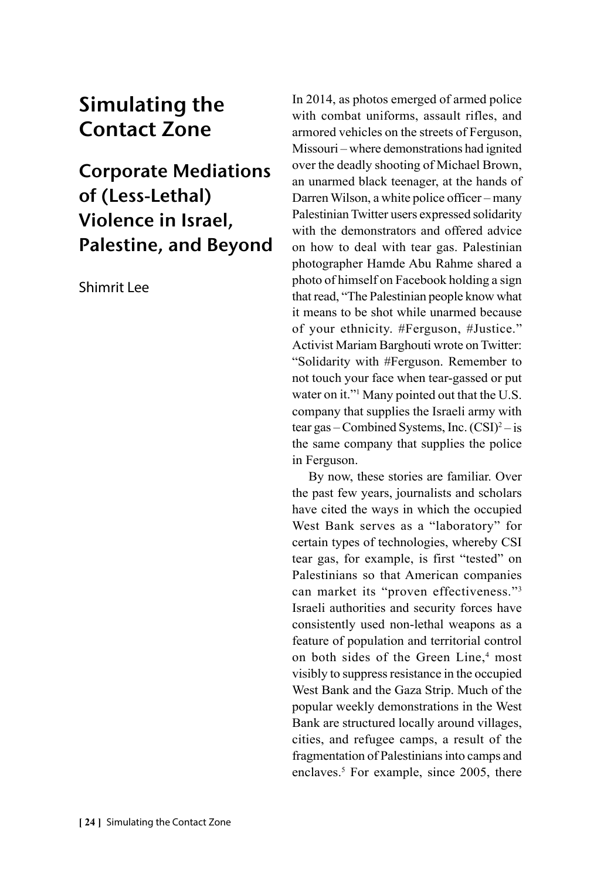# Simulating the Contact Zone

## Corporate Mediations of (Less-Lethal) Violence in Israel, Palestine, and Beyond

Shimrit Lee

In 2014, as photos emerged of armed police with combat uniforms, assault rifles, and armored vehicles on the streets of Ferguson, Missouri – where demonstrations had ignited over the deadly shooting of Michael Brown, an unarmed black teenager, at the hands of Darren Wilson, a white police officer – many Palestinian Twitter users expressed solidarity with the demonstrators and offered advice on how to deal with tear gas. Palestinian photographer Hamde Abu Rahme shared a photo of himself on Facebook holding a sign that read, "The Palestinian people know what it means to be shot while unarmed because of your ethnicity. #Ferguson, #Justice." Activist Mariam Barghouti wrote on Twitter: "Solidarity with #Ferguson. Remember to not touch your face when tear-gassed or put water on it."[1] Many pointed out that the U.S. company that supplies the Israeli army with tear gas – Combined Systems, Inc. (CSI)[2] – is the same company that supplies the police in Ferguson.

By now, these stories are familiar. Over the past few years, journalists and scholars have cited the ways in which the occupied West Bank serves as a "laboratory" for certain types of technologies, whereby CSI tear gas, for example, is first "tested" on Palestinians so that American companies can market its "proven effectiveness."[3] Israeli authorities and security forces have consistently used non-lethal weapons as a feature of population and territorial control on both sides of the Green Line,[4] most visibly to suppress resistance in the occupied West Bank and the Gaza Strip. Much of the popular weekly demonstrations in the West Bank are structured locally around villages, cities, and refugee camps, a result of the fragmentation of Palestinians into camps and enclaves.[5] For example, since 2005, there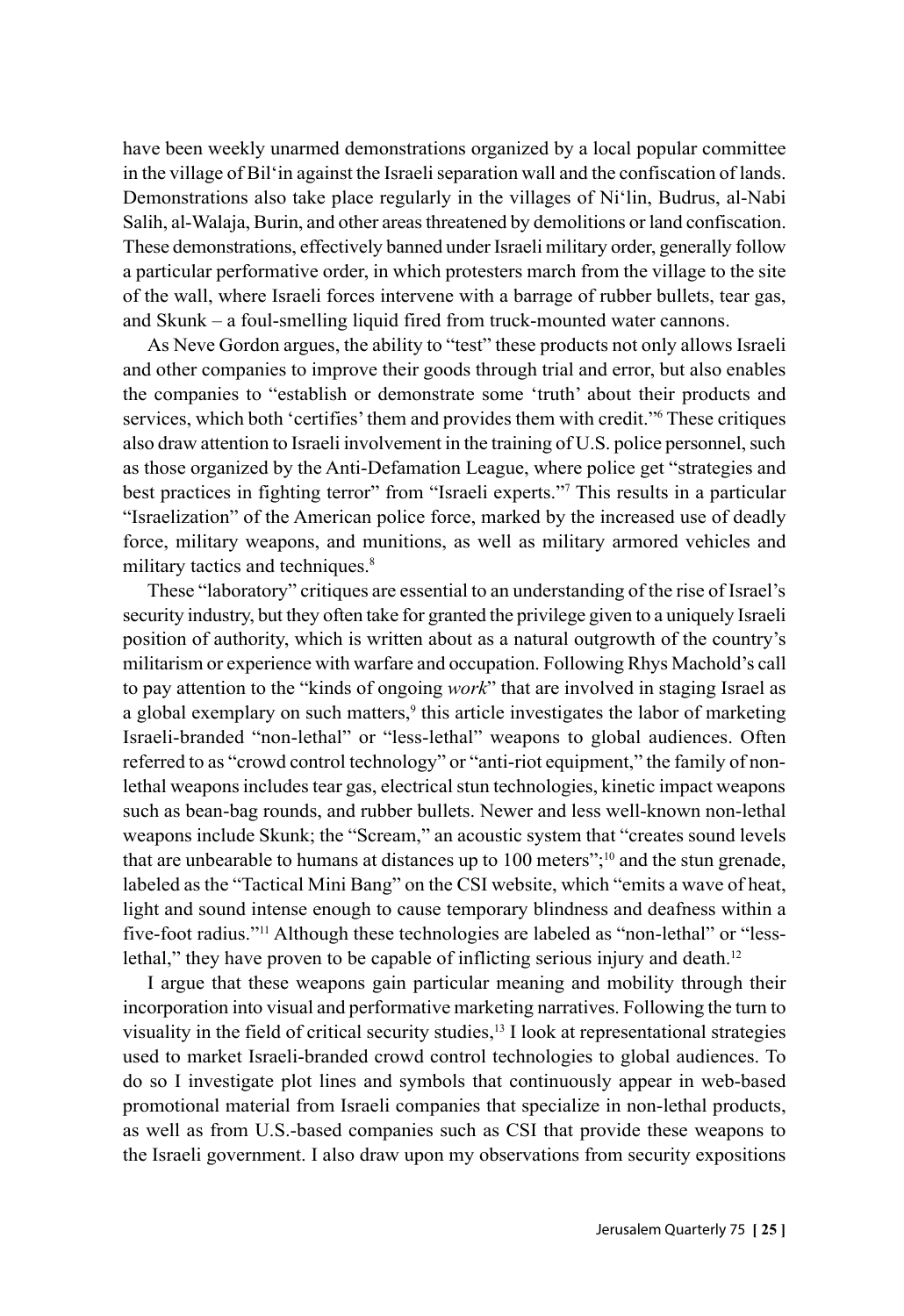have been weekly unarmed demonstrations organized by a local popular committee in the village of Bil'in against the Israeli separation wall and the confiscation of lands. Demonstrations also take place regularly in the villages of Ni'lin, Budrus, al-Nabi Salih, al-Walaja, Burin, and other areas threatened by demolitions or land confiscation. These demonstrations, effectively banned under Israeli military order, generally follow a particular performative order, in which protesters march from the village to the site of the wall, where Israeli forces intervene with a barrage of rubber bullets, tear gas, and Skunk – a foul-smelling liquid fired from truck-mounted water cannons.

As Neve Gordon argues, the ability to "test" these products not only allows Israeli and other companies to improve their goods through trial and error, but also enables the companies to "establish or demonstrate some 'truth' about their products and services, which both 'certifies' them and provides them with credit."[6] These critiques also draw attention to Israeli involvement in the training of U.S. police personnel, such as those organized by the Anti-Defamation League, where police get "strategies and best practices in fighting terror" from "Israeli experts."[7] This results in a particular "Israelization" of the American police force, marked by the increased use of deadly force, military weapons, and munitions, as well as military armored vehicles and military tactics and techniques.[8]

These "laboratory" critiques are essential to an understanding of the rise of Israel's security industry, but they often take for granted the privilege given to a uniquely Israeli position of authority, which is written about as a natural outgrowth of the country's militarism or experience with warfare and occupation. Following Rhys Machold's call to pay attention to the "kinds of ongoing *work*" that are involved in staging Israel as a global exemplary on such matters,[9] this article investigates the labor of marketing Israeli-branded "non-lethal" or "less-lethal" weapons to global audiences. Often referred to as "crowd control technology" or "anti-riot equipment," the family of non-lethal weapons includes tear gas, electrical stun technologies, kinetic impact weapons such as bean-bag rounds, and rubber bullets. Newer and less well-known non-lethal weapons include Skunk; the "Scream," an acoustic system that "creates sound levels that are unbearable to humans at distances up to 100 meters";[10] and the stun grenade, labeled as the "Tactical Mini Bang" on the CSI website, which "emits a wave of heat, light and sound intense enough to cause temporary blindness and deafness within a five-foot radius."[11] Although these technologies are labeled as "non-lethal" or "less-lethal," they have proven to be capable of inflicting serious injury and death.[12]

I argue that these weapons gain particular meaning and mobility through their incorporation into visual and performative marketing narratives. Following the turn to visuality in the field of critical security studies,[13] I look at representational strategies used to market Israeli-branded crowd control technologies to global audiences. To do so I investigate plot lines and symbols that continuously appear in web-based promotional material from Israeli companies that specialize in non-lethal products, as well as from U.S.-based companies such as CSI that provide these weapons to the Israeli government. I also draw upon my observations from security expositions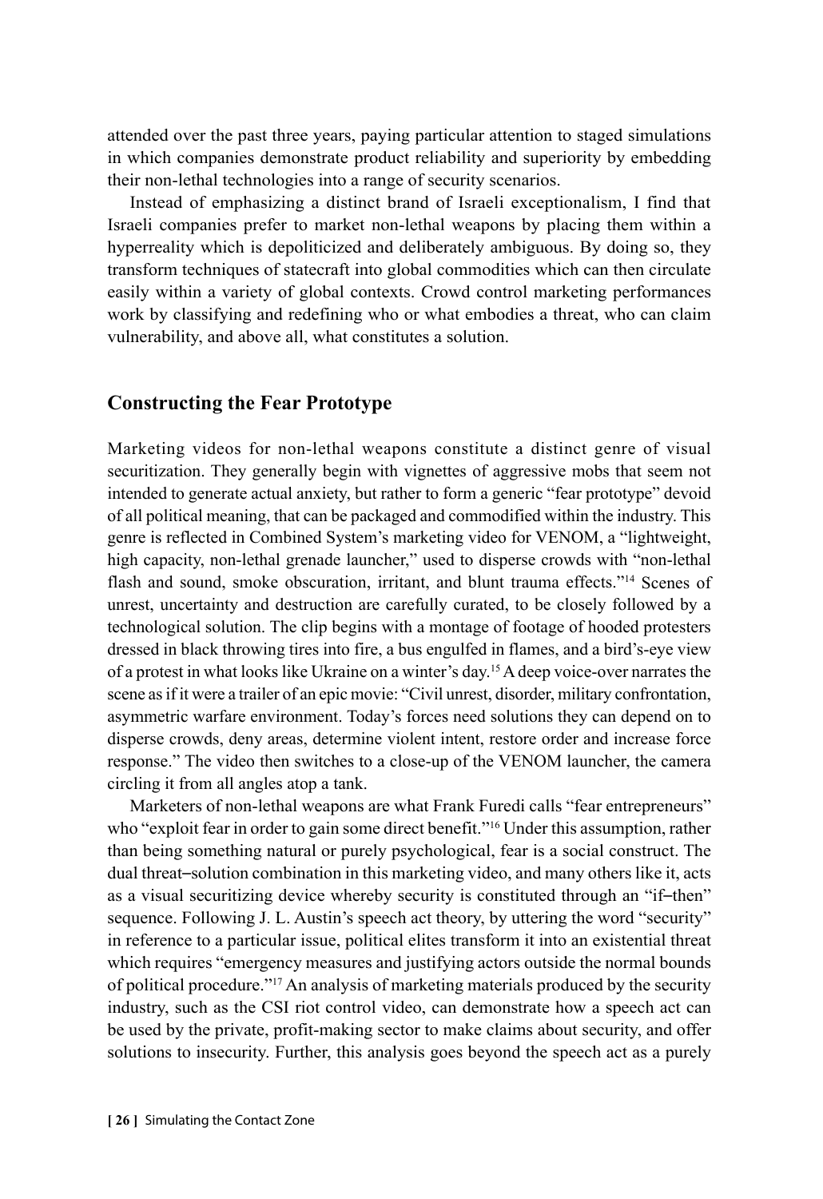attended over the past three years, paying particular attention to staged simulations in which companies demonstrate product reliability and superiority by embedding their non-lethal technologies into a range of security scenarios.

Instead of emphasizing a distinct brand of Israeli exceptionalism, I find that Israeli companies prefer to market non-lethal weapons by placing them within a hyperreality which is depoliticized and deliberately ambiguous. By doing so, they transform techniques of statecraft into global commodities which can then circulate easily within a variety of global contexts. Crowd control marketing performances work by classifying and redefining who or what embodies a threat, who can claim vulnerability, and above all, what constitutes a solution.

## Constructing the Fear Prototype

Marketing videos for non-lethal weapons constitute a distinct genre of visual securitization. They generally begin with vignettes of aggressive mobs that seem not intended to generate actual anxiety, but rather to form a generic "fear prototype" devoid of all political meaning, that can be packaged and commodified within the industry. This genre is reflected in Combined System's marketing video for VENOM, a "lightweight, high capacity, non-lethal grenade launcher," used to disperse crowds with "non-lethal flash and sound, smoke obscuration, irritant, and blunt trauma effects."[14] Scenes of unrest, uncertainty and destruction are carefully curated, to be closely followed by a technological solution. The clip begins with a montage of footage of hooded protesters dressed in black throwing tires into fire, a bus engulfed in flames, and a bird's-eye view of a protest in what looks like Ukraine on a winter's day.[15] A deep voice-over narrates the scene as if it were a trailer of an epic movie: "Civil unrest, disorder, military confrontation, asymmetric warfare environment. Today's forces need solutions they can depend on to disperse crowds, deny areas, determine violent intent, restore order and increase force response." The video then switches to a close-up of the VENOM launcher, the camera circling it from all angles atop a tank.

Marketers of non-lethal weapons are what Frank Furedi calls "fear entrepreneurs" who "exploit fear in order to gain some direct benefit."[16] Under this assumption, rather than being something natural or purely psychological, fear is a social construct. The dual threat–solution combination in this marketing video, and many others like it, acts as a visual securitizing device whereby security is constituted through an "if–then" sequence. Following J. L. Austin's speech act theory, by uttering the word "security" in reference to a particular issue, political elites transform it into an existential threat which requires "emergency measures and justifying actors outside the normal bounds of political procedure."[17] An analysis of marketing materials produced by the security industry, such as the CSI riot control video, can demonstrate how a speech act can be used by the private, profit-making sector to make claims about security, and offer solutions to insecurity. Further, this analysis goes beyond the speech act as a purely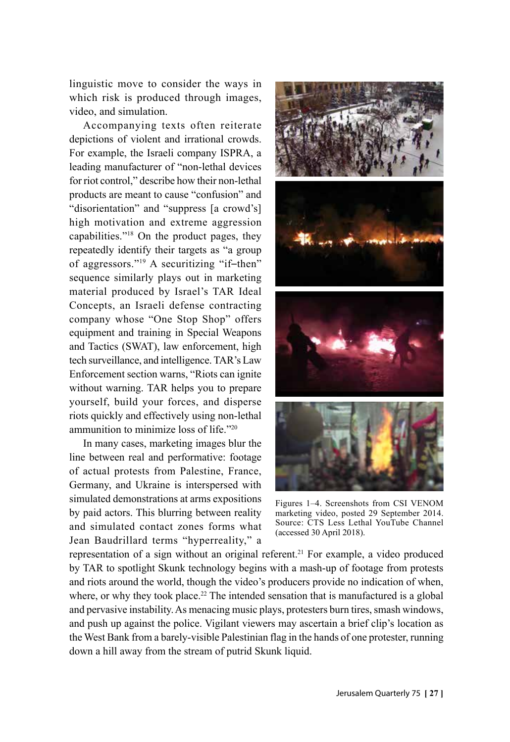linguistic move to consider the ways in which risk is produced through images, video, and simulation.

Accompanying texts often reiterate depictions of violent and irrational crowds. For example, the Israeli company ISPRA, a leading manufacturer of "non-lethal devices for riot control," describe how their non-lethal products are meant to cause "confusion" and "disorientation" and "suppress [a crowd's] high motivation and extreme aggression capabilities."[18] On the product pages, they repeatedly identify their targets as "a group of aggressors."[19] A securitizing "if–then" sequence similarly plays out in marketing material produced by Israel's TAR Ideal Concepts, an Israeli defense contracting company whose "One Stop Shop" offers equipment and training in Special Weapons and Tactics (SWAT), law enforcement, high tech surveillance, and intelligence. TAR's Law Enforcement section warns, "Riots can ignite without warning. TAR helps you to prepare yourself, build your forces, and disperse riots quickly and effectively using non-lethal ammunition to minimize loss of life."[20]

In many cases, marketing images blur the line between real and performative: footage of actual protests from Palestine, France, Germany, and Ukraine is interspersed with simulated demonstrations at arms expositions by paid actors. This blurring between reality and simulated contact zones forms what Jean Baudrillard terms "hyperreality," a representation of a sign without an original referent.[21] For example, a video produced by TAR to spotlight Skunk technology begins with a mash-up of footage from protests and riots around the world, though the video's producers provide no indication of when, where, or why they took place.[22] The intended sensation that is manufactured is a global and pervasive instability. As menacing music plays, protesters burn tires, smash windows, and push up against the police. Vigilant viewers may ascertain a brief clip's location as the West Bank from a barely-visible Palestinian flag in the hands of one protester, running down a hill away from the stream of putrid Skunk liquid.

Figures 1–4. Screenshots from CSI VENOM marketing video, posted 29 September 2014. Source: CTS Less Lethal YouTube Channel (accessed 30 April 2018).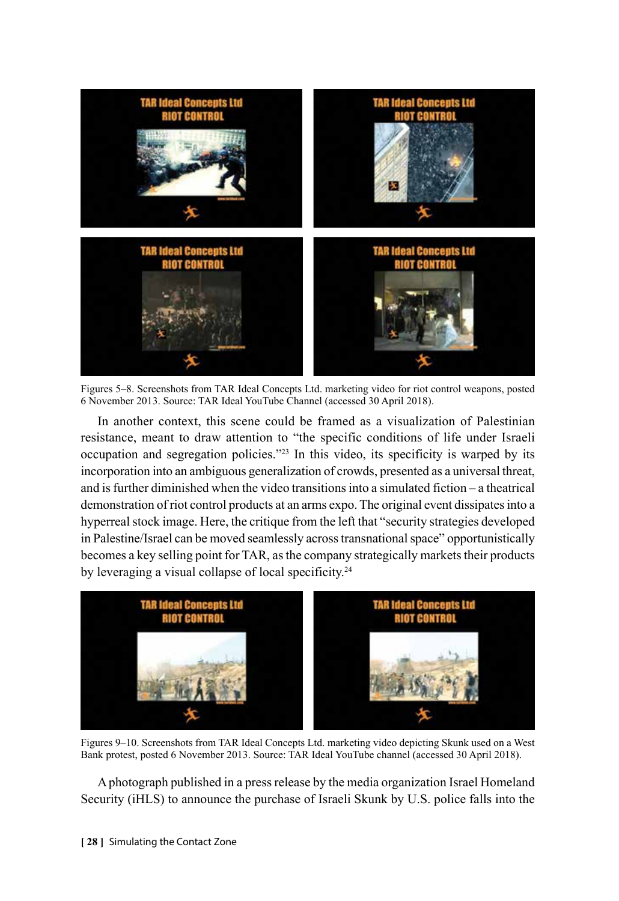Figures 5–8. Screenshots from TAR Ideal Concepts Ltd. marketing video for riot control weapons, posted 6 November 2013. Source: TAR Ideal YouTube Channel (accessed 30 April 2018).

In another context, this scene could be framed as a visualization of Palestinian resistance, meant to draw attention to "the specific conditions of life under Israeli occupation and segregation policies."[23] In this video, its specificity is warped by its incorporation into an ambiguous generalization of crowds, presented as a universal threat, and is further diminished when the video transitions into a simulated fiction – a theatrical demonstration of riot control products at an arms expo. The original event dissipates into a hyperreal stock image. Here, the critique from the left that "security strategies developed in Palestine/Israel can be moved seamlessly across transnational space" opportunistically becomes a key selling point for TAR, as the company strategically markets their products by leveraging a visual collapse of local specificity.[24]

Figures 9–10. Screenshots from TAR Ideal Concepts Ltd. marketing video depicting Skunk used on a West Bank protest, posted 6 November 2013. Source: TAR Ideal YouTube channel (accessed 30 April 2018).

A photograph published in a press release by the media organization Israel Homeland Security (iHLS) to announce the purchase of Israeli Skunk by U.S. police falls into the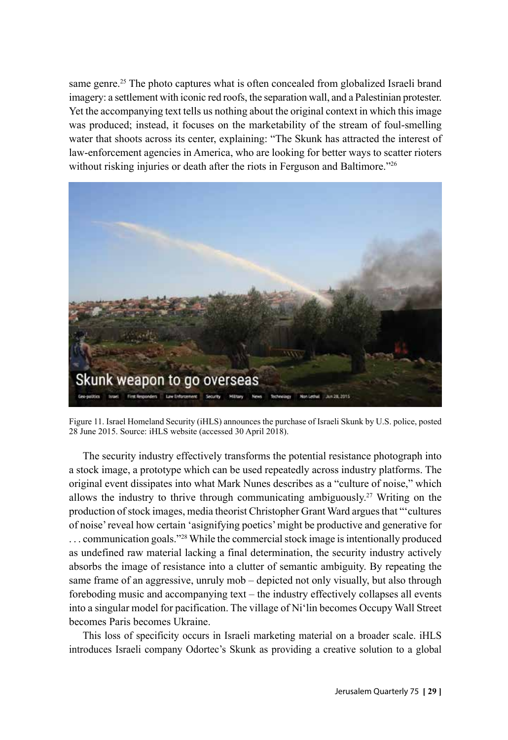same genre.[25] The photo captures what is often concealed from globalized Israeli brand imagery: a settlement with iconic red roofs, the separation wall, and a Palestinian protester. Yet the accompanying text tells us nothing about the original context in which this image was produced; instead, it focuses on the marketability of the stream of foul-smelling water that shoots across its center, explaining: "The Skunk has attracted the interest of law-enforcement agencies in America, who are looking for better ways to scatter rioters without risking injuries or death after the riots in Ferguson and Baltimore."[26]

Figure 11. Israel Homeland Security (iHLS) announces the purchase of Israeli Skunk by U.S. police, posted 28 June 2015. Source: iHLS website (accessed 30 April 2018).

The security industry effectively transforms the potential resistance photograph into a stock image, a prototype which can be used repeatedly across industry platforms. The original event dissipates into what Mark Nunes describes as a "culture of noise," which allows the industry to thrive through communicating ambiguously.[27] Writing on the production of stock images, media theorist Christopher Grant Ward argues that "'cultures of noise' reveal how certain 'asignifying poetics' might be productive and generative for . . . communication goals."[28] While the commercial stock image is intentionally produced as undefined raw material lacking a final determination, the security industry actively absorbs the image of resistance into a clutter of semantic ambiguity. By repeating the same frame of an aggressive, unruly mob – depicted not only visually, but also through foreboding music and accompanying text – the industry effectively collapses all events into a singular model for pacification. The village of Ni'lin becomes Occupy Wall Street becomes Paris becomes Ukraine.

This loss of specificity occurs in Israeli marketing material on a broader scale. iHLS introduces Israeli company Odortec's Skunk as providing a creative solution to a global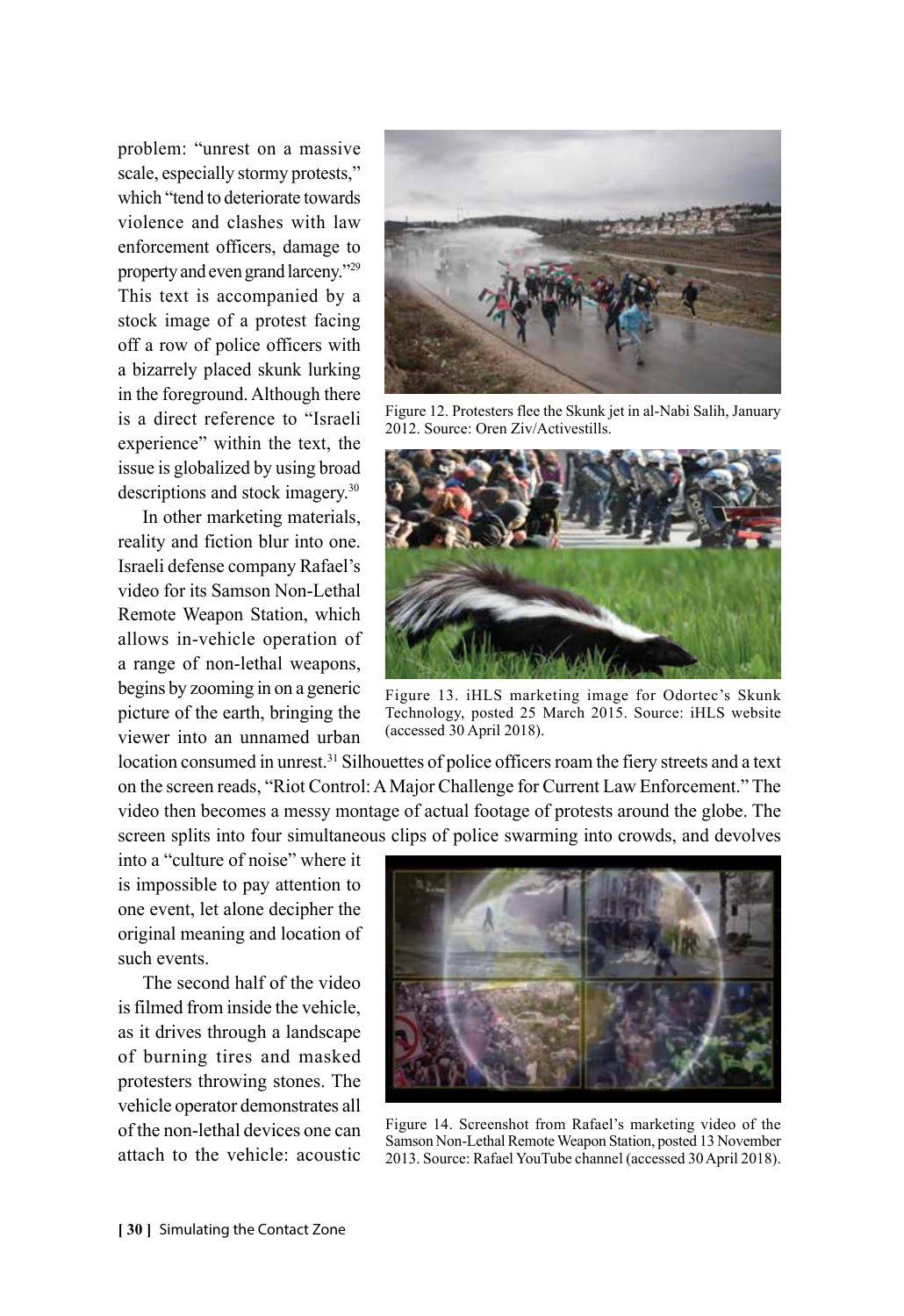problem: "unrest on a massive scale, especially stormy protests," which "tend to deteriorate towards violence and clashes with law enforcement officers, damage to property and even grand larceny."[29] This text is accompanied by a stock image of a protest facing off a row of police officers with a bizarrely placed skunk lurking in the foreground. Although there is a direct reference to "Israeli experience" within the text, the issue is globalized by using broad descriptions and stock imagery.[30]

In other marketing materials, reality and fiction blur into one. Israeli defense company Rafael's video for its Samson Non-Lethal Remote Weapon Station, which allows in-vehicle operation of a range of non-lethal weapons, begins by zooming in on a generic picture of the earth, bringing the viewer into an unnamed urban location consumed in unrest.[31] Silhouettes of police officers roam the fiery streets and a text on the screen reads, "Riot Control: A Major Challenge for Current Law Enforcement." The video then becomes a messy montage of actual footage of protests around the globe. The screen splits into four simultaneous clips of police swarming into crowds, and devolves into a "culture of noise" where it is impossible to pay attention to one event, let alone decipher the original meaning and location of such events.

The second half of the video is filmed from inside the vehicle, as it drives through a landscape of burning tires and masked protesters throwing stones. The vehicle operator demonstrates all of the non-lethal devices one can attach to the vehicle: acoustic

Figure 12. Protesters flee the Skunk jet in al-Nabi Salih, January 2012. Source: Oren Ziv/Activestills.

Figure 13. iHLS marketing image for Odortec's Skunk Technology, posted 25 March 2015. Source: iHLS website (accessed 30 April 2018).

Figure 14. Screenshot from Rafael's marketing video of the Samson Non-Lethal Remote Weapon Station, posted 13 November 2013. Source: Rafael YouTube channel (accessed 30 April 2018).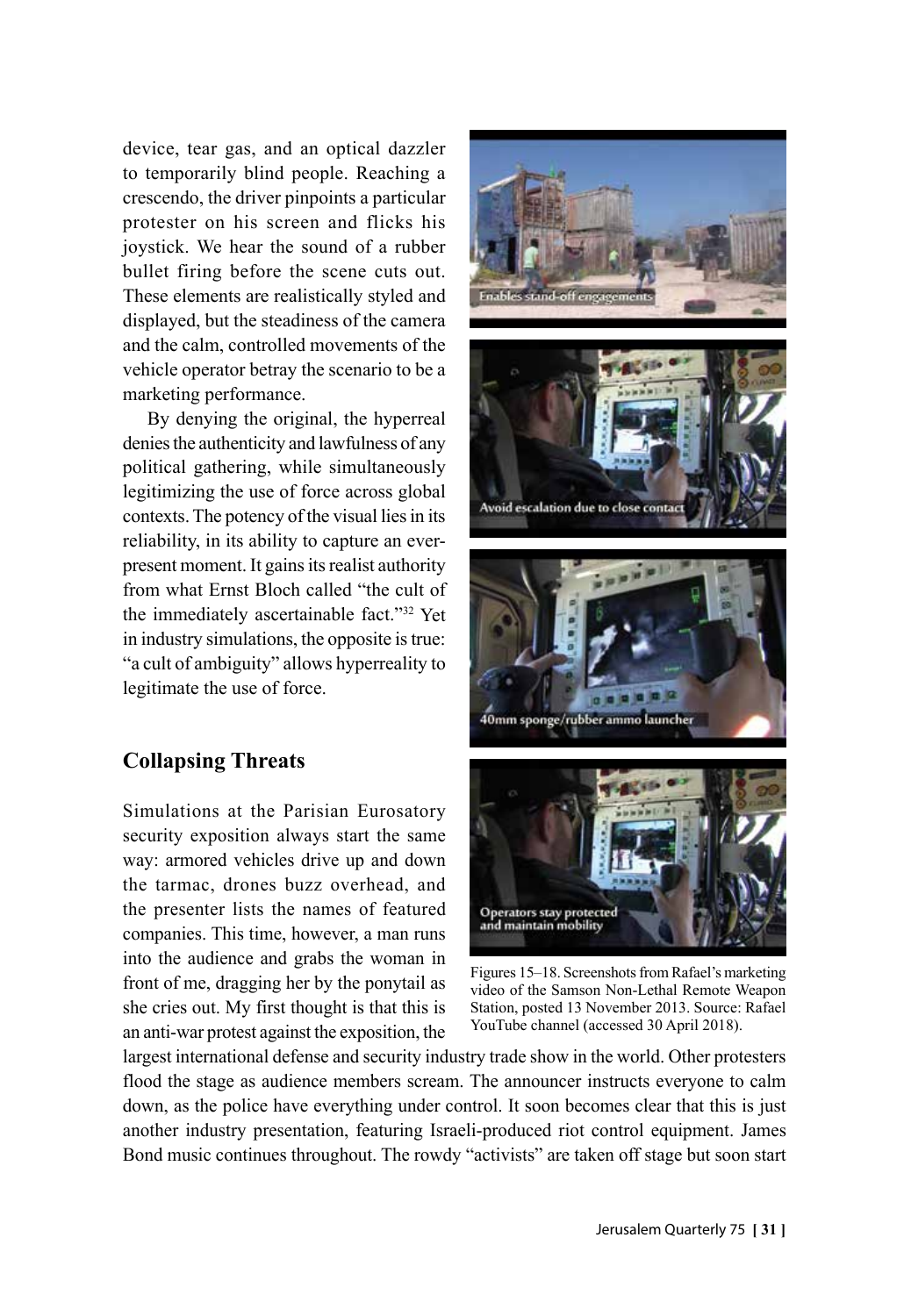device, tear gas, and an optical dazzler to temporarily blind people. Reaching a crescendo, the driver pinpoints a particular protester on his screen and flicks his joystick. We hear the sound of a rubber bullet firing before the scene cuts out. These elements are realistically styled and displayed, but the steadiness of the camera and the calm, controlled movements of the vehicle operator betray the scenario to be a marketing performance.

By denying the original, the hyperreal denies the authenticity and lawfulness of any political gathering, while simultaneously legitimizing the use of force across global contexts. The potency of the visual lies in its reliability, in its ability to capture an ever-present moment. It gains its realist authority from what Ernst Bloch called "the cult of the immediately ascertainable fact."[32] Yet in industry simulations, the opposite is true: "a cult of ambiguity" allows hyperreality to legitimate the use of force.

## Collapsing Threats

Simulations at the Parisian Eurosatory security exposition always start the same way: armored vehicles drive up and down the tarmac, drones buzz overhead, and the presenter lists the names of featured companies. This time, however, a man runs into the audience and grabs the woman in front of me, dragging her by the ponytail as she cries out. My first thought is that this is an anti-war protest against the exposition, the largest international defense and security industry trade show in the world. Other protesters flood the stage as audience members scream. The announcer instructs everyone to calm down, as the police have everything under control. It soon becomes clear that this is just another industry presentation, featuring Israeli-produced riot control equipment. James Bond music continues throughout. The rowdy "activists" are taken off stage but soon start

Figures 15–18. Screenshots from Rafael's marketing video of the Samson Non-Lethal Remote Weapon Station, posted 13 November 2013. Source: Rafael YouTube channel (accessed 30 April 2018).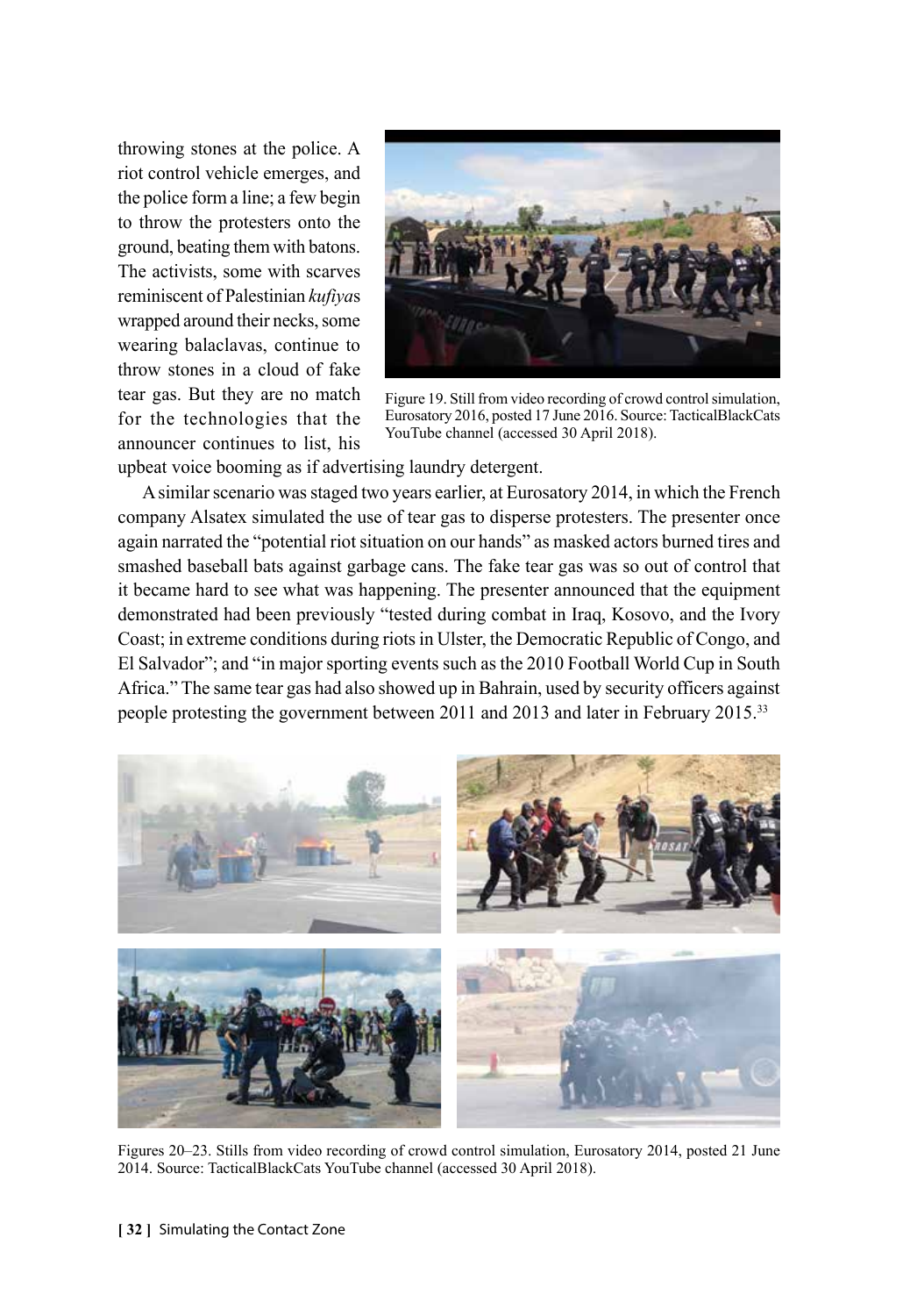throwing stones at the police. A riot control vehicle emerges, and the police form a line; a few begin to throw the protesters onto the ground, beating them with batons. The activists, some with scarves reminiscent of Palestinian *kufiya*s wrapped around their necks, some wearing balaclavas, continue to throw stones in a cloud of fake tear gas. But they are no match for the technologies that the announcer continues to list, his upbeat voice booming as if advertising laundry detergent.

Figure 19. Still from video recording of crowd control simulation, Eurosatory 2016, posted 17 June 2016. Source: TacticalBlackCats YouTube channel (accessed 30 April 2018).

A similar scenario was staged two years earlier, at Eurosatory 2014, in which the French company Alsatex simulated the use of tear gas to disperse protesters. The presenter once again narrated the "potential riot situation on our hands" as masked actors burned tires and smashed baseball bats against garbage cans. The fake tear gas was so out of control that it became hard to see what was happening. The presenter announced that the equipment demonstrated had been previously "tested during combat in Iraq, Kosovo, and the Ivory Coast; in extreme conditions during riots in Ulster, the Democratic Republic of Congo, and El Salvador"; and "in major sporting events such as the 2010 Football World Cup in South Africa." The same tear gas had also showed up in Bahrain, used by security officers against people protesting the government between 2011 and 2013 and later in February 2015.[33]

Figures 20–23. Stills from video recording of crowd control simulation, Eurosatory 2014, posted 21 June 2014. Source: TacticalBlackCats YouTube channel (accessed 30 April 2018).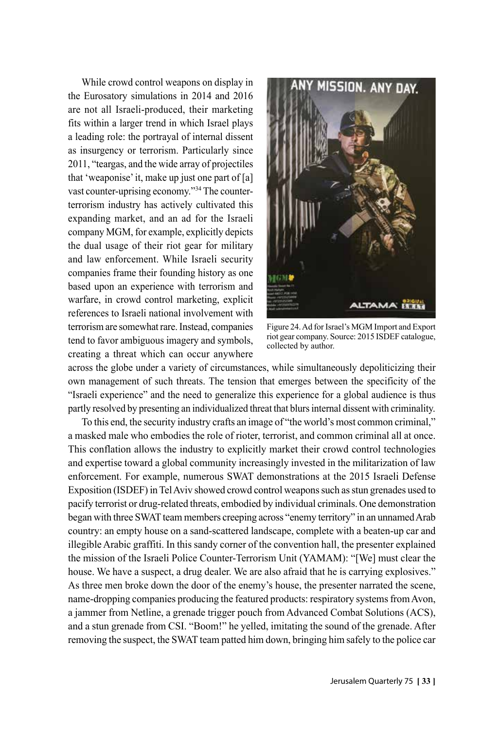While crowd control weapons on display in the Eurosatory simulations in 2014 and 2016 are not all Israeli-produced, their marketing fits within a larger trend in which Israel plays a leading role: the portrayal of internal dissent as insurgency or terrorism. Particularly since 2011, "teargas, and the wide array of projectiles that 'weaponise' it, make up just one part of [a] vast counter-uprising economy."[34] The counter-terrorism industry has actively cultivated this expanding market, and an ad for the Israeli company MGM, for example, explicitly depicts the dual usage of their riot gear for military and law enforcement. While Israeli security companies frame their founding history as one based upon an experience with terrorism and warfare, in crowd control marketing, explicit references to Israeli national involvement with terrorism are somewhat rare. Instead, companies tend to favor ambiguous imagery and symbols, creating a threat which can occur anywhere across the globe under a variety of circumstances, while simultaneously depoliticizing their own management of such threats. The tension that emerges between the specificity of the "Israeli experience" and the need to generalize this experience for a global audience is thus partly resolved by presenting an individualized threat that blurs internal dissent with criminality.

Figure 24. Ad for Israel's MGM Import and Export riot gear company. Source: 2015 ISDEF catalogue, collected by author.

To this end, the security industry crafts an image of "the world's most common criminal," a masked male who embodies the role of rioter, terrorist, and common criminal all at once. This conflation allows the industry to explicitly market their crowd control technologies and expertise toward a global community increasingly invested in the militarization of law enforcement. For example, numerous SWAT demonstrations at the 2015 Israeli Defense Exposition (ISDEF) in Tel Aviv showed crowd control weapons such as stun grenades used to pacify terrorist or drug-related threats, embodied by individual criminals. One demonstration began with three SWAT team members creeping across "enemy territory" in an unnamed Arab country: an empty house on a sand-scattered landscape, complete with a beaten-up car and illegible Arabic graffiti. In this sandy corner of the convention hall, the presenter explained the mission of the Israeli Police Counter-Terrorism Unit (YAMAM): "[We] must clear the house. We have a suspect, a drug dealer. We are also afraid that he is carrying explosives." As three men broke down the door of the enemy's house, the presenter narrated the scene, name-dropping companies producing the featured products: respiratory systems from Avon, a jammer from Netline, a grenade trigger pouch from Advanced Combat Solutions (ACS), and a stun grenade from CSI. "Boom!" he yelled, imitating the sound of the grenade. After removing the suspect, the SWAT team patted him down, bringing him safely to the police car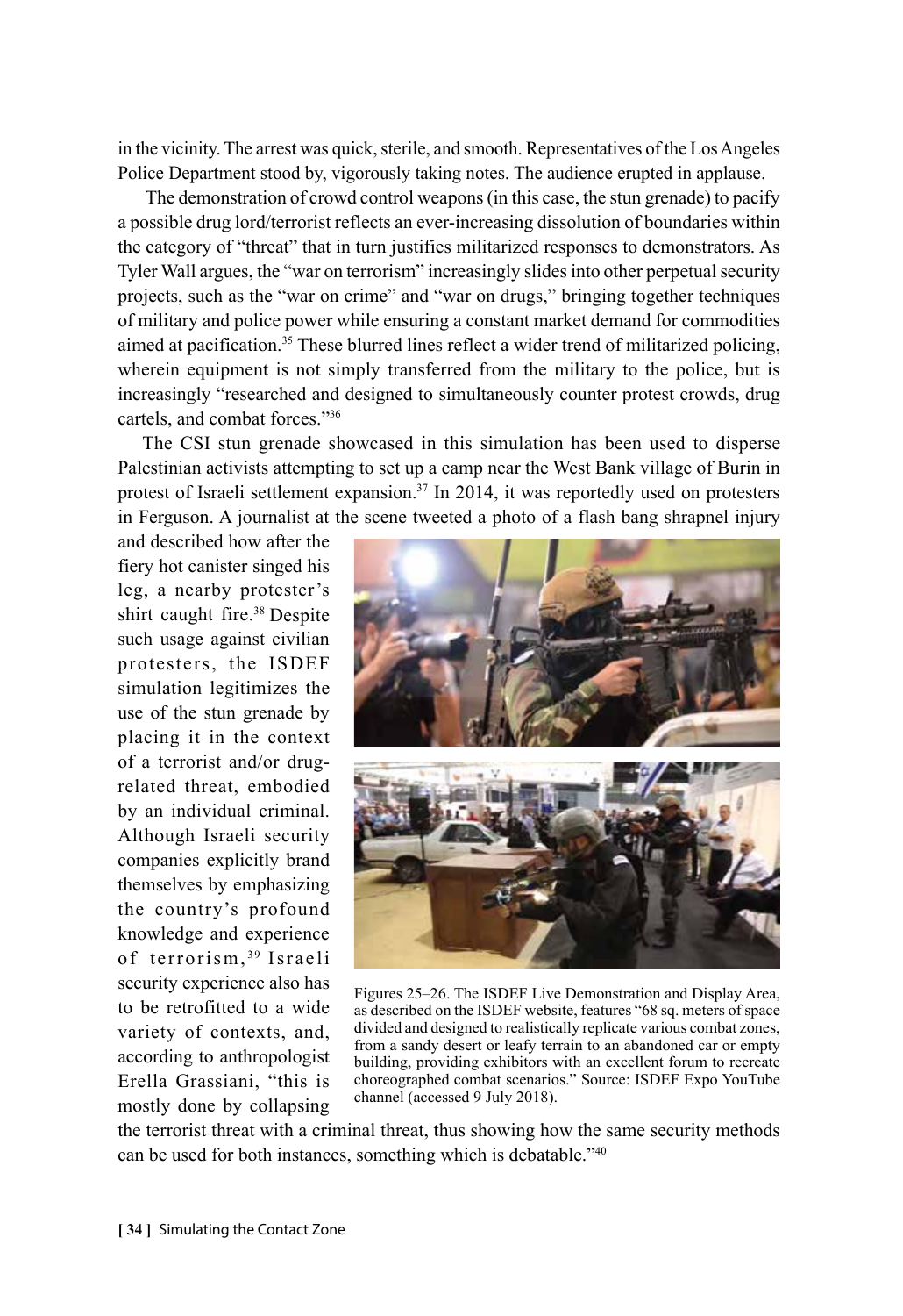in the vicinity. The arrest was quick, sterile, and smooth. Representatives of the Los Angeles Police Department stood by, vigorously taking notes. The audience erupted in applause.

The demonstration of crowd control weapons (in this case, the stun grenade) to pacify a possible drug lord/terrorist reflects an ever-increasing dissolution of boundaries within the category of "threat" that in turn justifies militarized responses to demonstrators. As Tyler Wall argues, the "war on terrorism" increasingly slides into other perpetual security projects, such as the "war on crime" and "war on drugs," bringing together techniques of military and police power while ensuring a constant market demand for commodities aimed at pacification.[35] These blurred lines reflect a wider trend of militarized policing, wherein equipment is not simply transferred from the military to the police, but is increasingly "researched and designed to simultaneously counter protest crowds, drug cartels, and combat forces."[36]

The CSI stun grenade showcased in this simulation has been used to disperse Palestinian activists attempting to set up a camp near the West Bank village of Burin in protest of Israeli settlement expansion.[37] In 2014, it was reportedly used on protesters in Ferguson. A journalist at the scene tweeted a photo of a flash bang shrapnel injury and described how after the fiery hot canister singed his leg, a nearby protester's shirt caught fire.[38] Despite such usage against civilian protesters, the ISDEF simulation legitimizes the use of the stun grenade by placing it in the context of a terrorist and/or drug-related threat, embodied by an individual criminal. Although Israeli security companies explicitly brand themselves by emphasizing the country's profound knowledge and experience of terrorism,[39] Israeli security experience also has to be retrofitted to a wide variety of contexts, and, according to anthropologist Erella Grassiani, "this is mostly done by collapsing the terrorist threat with a criminal threat, thus showing how the same security methods can be used for both instances, something which is debatable."[40]

Figures 25–26. The ISDEF Live Demonstration and Display Area, as described on the ISDEF website, features "68 sq. meters of space divided and designed to realistically replicate various combat zones, from a sandy desert or leafy terrain to an abandoned car or empty building, providing exhibitors with an excellent forum to recreate choreographed combat scenarios." Source: ISDEF Expo YouTube channel (accessed 9 July 2018).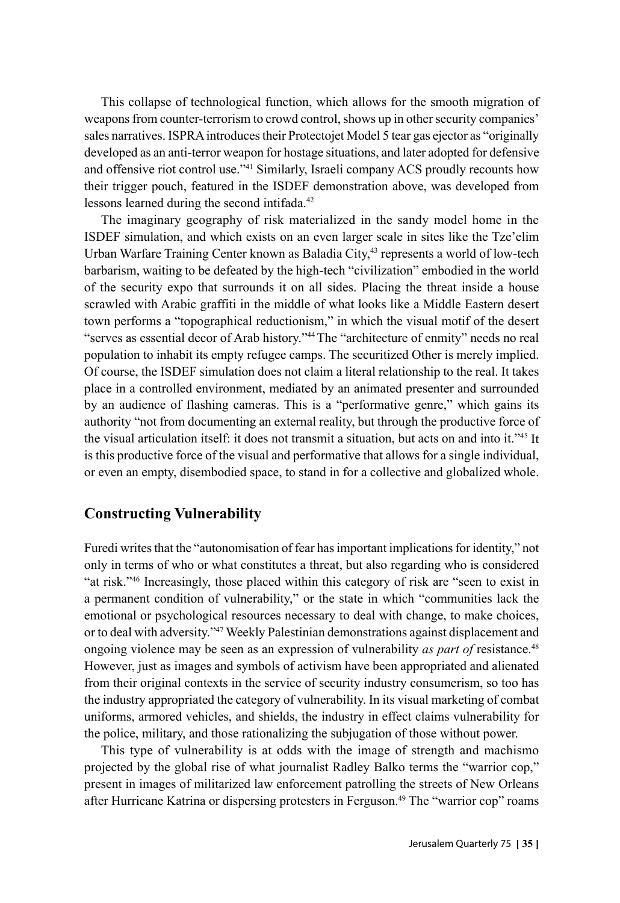This collapse of technological function, which allows for the smooth migration of weapons from counter-terrorism to crowd control, shows up in other security companies' sales narratives. ISPRA introduces their Protectojet Model 5 tear gas ejector as "originally developed as an anti-terror weapon for hostage situations, and later adopted for defensive and offensive riot control use."[41] Similarly, Israeli company ACS proudly recounts how their trigger pouch, featured in the ISDEF demonstration above, was developed from lessons learned during the second intifada.[42]

The imaginary geography of risk materialized in the sandy model home in the ISDEF simulation, and which exists on an even larger scale in sites like the Tze'elim Urban Warfare Training Center known as Baladia City,[43] represents a world of low-tech barbarism, waiting to be defeated by the high-tech "civilization" embodied in the world of the security expo that surrounds it on all sides. Placing the threat inside a house scrawled with Arabic graffiti in the middle of what looks like a Middle Eastern desert town performs a "topographical reductionism," in which the visual motif of the desert "serves as essential decor of Arab history."[44] The "architecture of enmity" needs no real population to inhabit its empty refugee camps. The securitized Other is merely implied. Of course, the ISDEF simulation does not claim a literal relationship to the real. It takes place in a controlled environment, mediated by an animated presenter and surrounded by an audience of flashing cameras. This is a "performative genre," which gains its authority "not from documenting an external reality, but through the productive force of the visual articulation itself: it does not transmit a situation, but acts on and into it."[45] It is this productive force of the visual and performative that allows for a single individual, or even an empty, disembodied space, to stand in for a collective and globalized whole.

## Constructing Vulnerability

Furedi writes that the "autonomisation of fear has important implications for identity," not only in terms of who or what constitutes a threat, but also regarding who is considered "at risk."[46] Increasingly, those placed within this category of risk are "seen to exist in a permanent condition of vulnerability," or the state in which "communities lack the emotional or psychological resources necessary to deal with change, to make choices, or to deal with adversity."[47] Weekly Palestinian demonstrations against displacement and ongoing violence may be seen as an expression of vulnerability *as part of* resistance.[48] However, just as images and symbols of activism have been appropriated and alienated from their original contexts in the service of security industry consumerism, so too has the industry appropriated the category of vulnerability. In its visual marketing of combat uniforms, armored vehicles, and shields, the industry in effect claims vulnerability for the police, military, and those rationalizing the subjugation of those without power.

This type of vulnerability is at odds with the image of strength and machismo projected by the global rise of what journalist Radley Balko terms the "warrior cop," present in images of militarized law enforcement patrolling the streets of New Orleans after Hurricane Katrina or dispersing protesters in Ferguson.[49] The "warrior cop" roams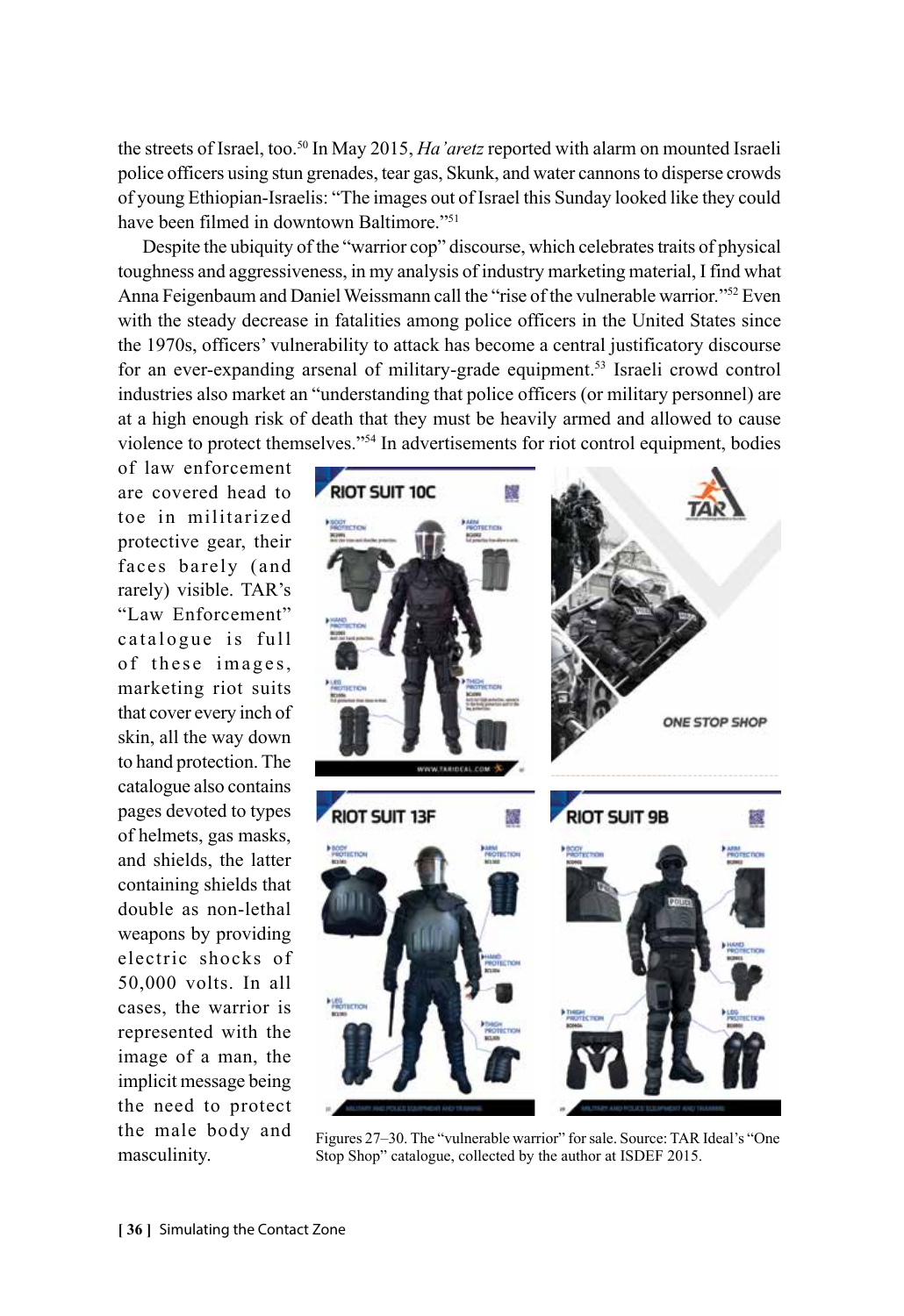the streets of Israel, too.[50] In May 2015, *Ha'aretz* reported with alarm on mounted Israeli police officers using stun grenades, tear gas, Skunk, and water cannons to disperse crowds of young Ethiopian-Israelis: "The images out of Israel this Sunday looked like they could have been filmed in downtown Baltimore."[51]

Despite the ubiquity of the "warrior cop" discourse, which celebrates traits of physical toughness and aggressiveness, in my analysis of industry marketing material, I find what Anna Feigenbaum and Daniel Weissmann call the "rise of the vulnerable warrior."[52] Even with the steady decrease in fatalities among police officers in the United States since the 1970s, officers' vulnerability to attack has become a central justificatory discourse for an ever-expanding arsenal of military-grade equipment.[53] Israeli crowd control industries also market an "understanding that police officers (or military personnel) are at a high enough risk of death that they must be heavily armed and allowed to cause violence to protect themselves."[54] In advertisements for riot control equipment, bodies of law enforcement are covered head to toe in militarized protective gear, their faces barely (and rarely) visible. TAR's "Law Enforcement" catalogue is full of these images, marketing riot suits that cover every inch of skin, all the way down to hand protection. The catalogue also contains pages devoted to types of helmets, gas masks, and shields, the latter containing shields that double as non-lethal weapons by providing electric shocks of 50,000 volts. In all cases, the warrior is represented with the image of a man, the implicit message being the need to protect the male body and masculinity.

Figures 27–30. The "vulnerable warrior" for sale. Source: TAR Ideal's "One Stop Shop" catalogue, collected by the author at ISDEF 2015.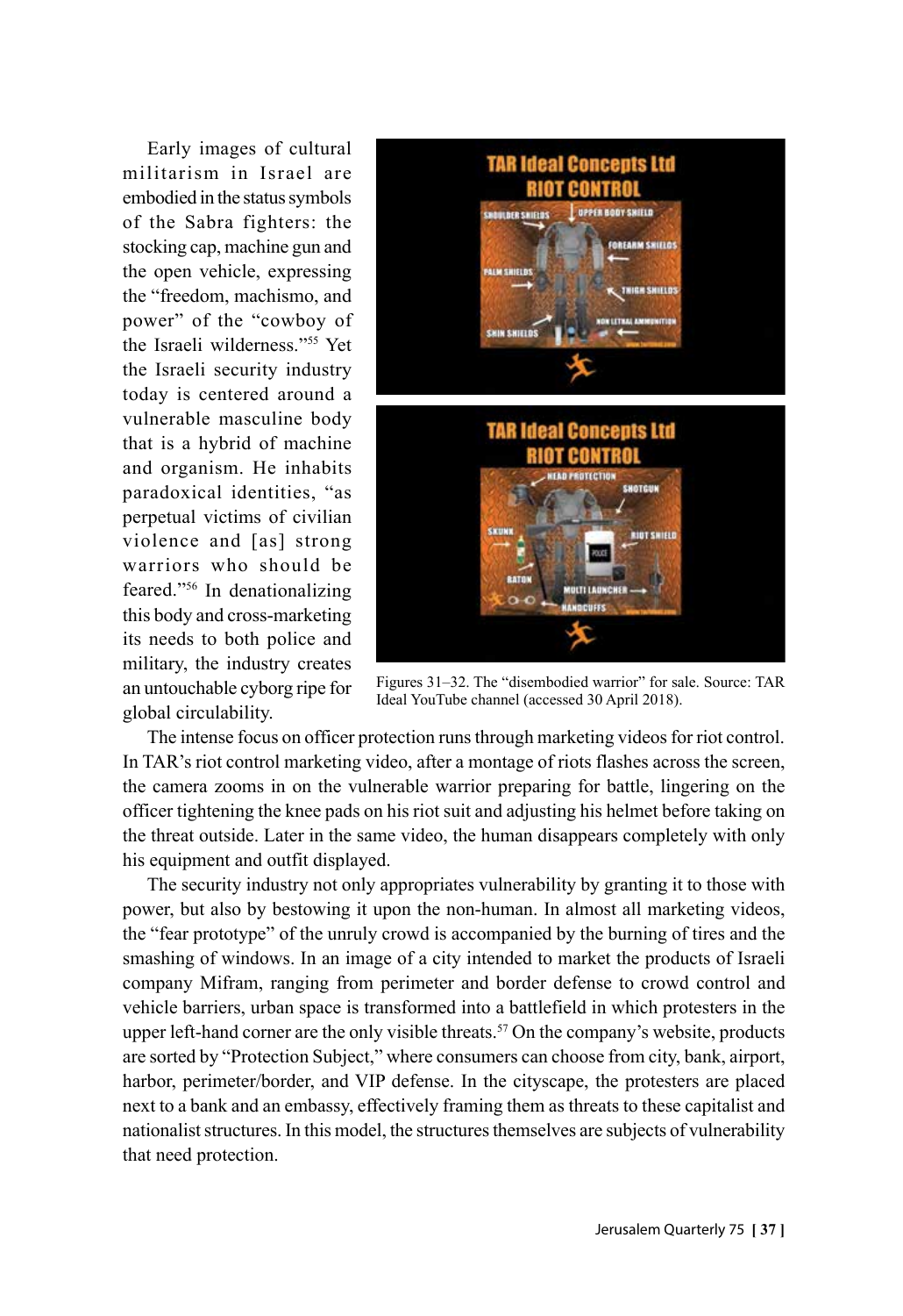Early images of cultural militarism in Israel are embodied in the status symbols of the Sabra fighters: the stocking cap, machine gun and the open vehicle, expressing the "freedom, machismo, and power" of the "cowboy of the Israeli wilderness."[55] Yet the Israeli security industry today is centered around a vulnerable masculine body that is a hybrid of machine and organism. He inhabits paradoxical identities, "as perpetual victims of civilian violence and [as] strong warriors who should be feared."[56] In denationalizing this body and cross-marketing its needs to both police and military, the industry creates an untouchable cyborg ripe for global circulability.

Figures 31–32. The "disembodied warrior" for sale. Source: TAR Ideal YouTube channel (accessed 30 April 2018).

The intense focus on officer protection runs through marketing videos for riot control. In TAR's riot control marketing video, after a montage of riots flashes across the screen, the camera zooms in on the vulnerable warrior preparing for battle, lingering on the officer tightening the knee pads on his riot suit and adjusting his helmet before taking on the threat outside. Later in the same video, the human disappears completely with only his equipment and outfit displayed.

The security industry not only appropriates vulnerability by granting it to those with power, but also by bestowing it upon the non-human. In almost all marketing videos, the "fear prototype" of the unruly crowd is accompanied by the burning of tires and the smashing of windows. In an image of a city intended to market the products of Israeli company Mifram, ranging from perimeter and border defense to crowd control and vehicle barriers, urban space is transformed into a battlefield in which protesters in the upper left-hand corner are the only visible threats.[57] On the company's website, products are sorted by "Protection Subject," where consumers can choose from city, bank, airport, harbor, perimeter/border, and VIP defense. In the cityscape, the protesters are placed next to a bank and an embassy, effectively framing them as threats to these capitalist and nationalist structures. In this model, the structures themselves are subjects of vulnerability that need protection.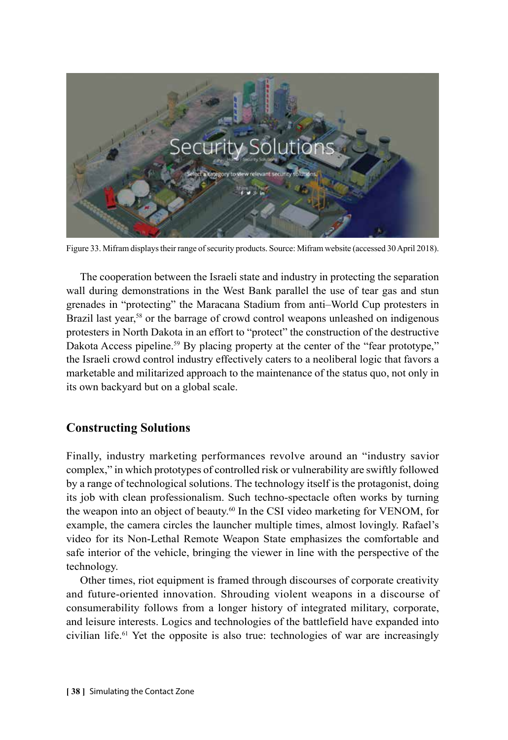Figure 33. Mifram displays their range of security products. Source: Mifram website (accessed 30 April 2018).

The cooperation between the Israeli state and industry in protecting the separation wall during demonstrations in the West Bank parallel the use of tear gas and stun grenades in "protecting" the Maracana Stadium from anti–World Cup protesters in Brazil last year,[58] or the barrage of crowd control weapons unleashed on indigenous protesters in North Dakota in an effort to "protect" the construction of the destructive Dakota Access pipeline.[59] By placing property at the center of the "fear prototype," the Israeli crowd control industry effectively caters to a neoliberal logic that favors a marketable and militarized approach to the maintenance of the status quo, not only in its own backyard but on a global scale.

## Constructing Solutions

Finally, industry marketing performances revolve around an "industry savior complex," in which prototypes of controlled risk or vulnerability are swiftly followed by a range of technological solutions. The technology itself is the protagonist, doing its job with clean professionalism. Such techno-spectacle often works by turning the weapon into an object of beauty.[60] In the CSI video marketing for VENOM, for example, the camera circles the launcher multiple times, almost lovingly. Rafael's video for its Non-Lethal Remote Weapon State emphasizes the comfortable and safe interior of the vehicle, bringing the viewer in line with the perspective of the technology.

Other times, riot equipment is framed through discourses of corporate creativity and future-oriented innovation. Shrouding violent weapons in a discourse of consumerability follows from a longer history of integrated military, corporate, and leisure interests. Logics and technologies of the battlefield have expanded into civilian life.[61] Yet the opposite is also true: technologies of war are increasingly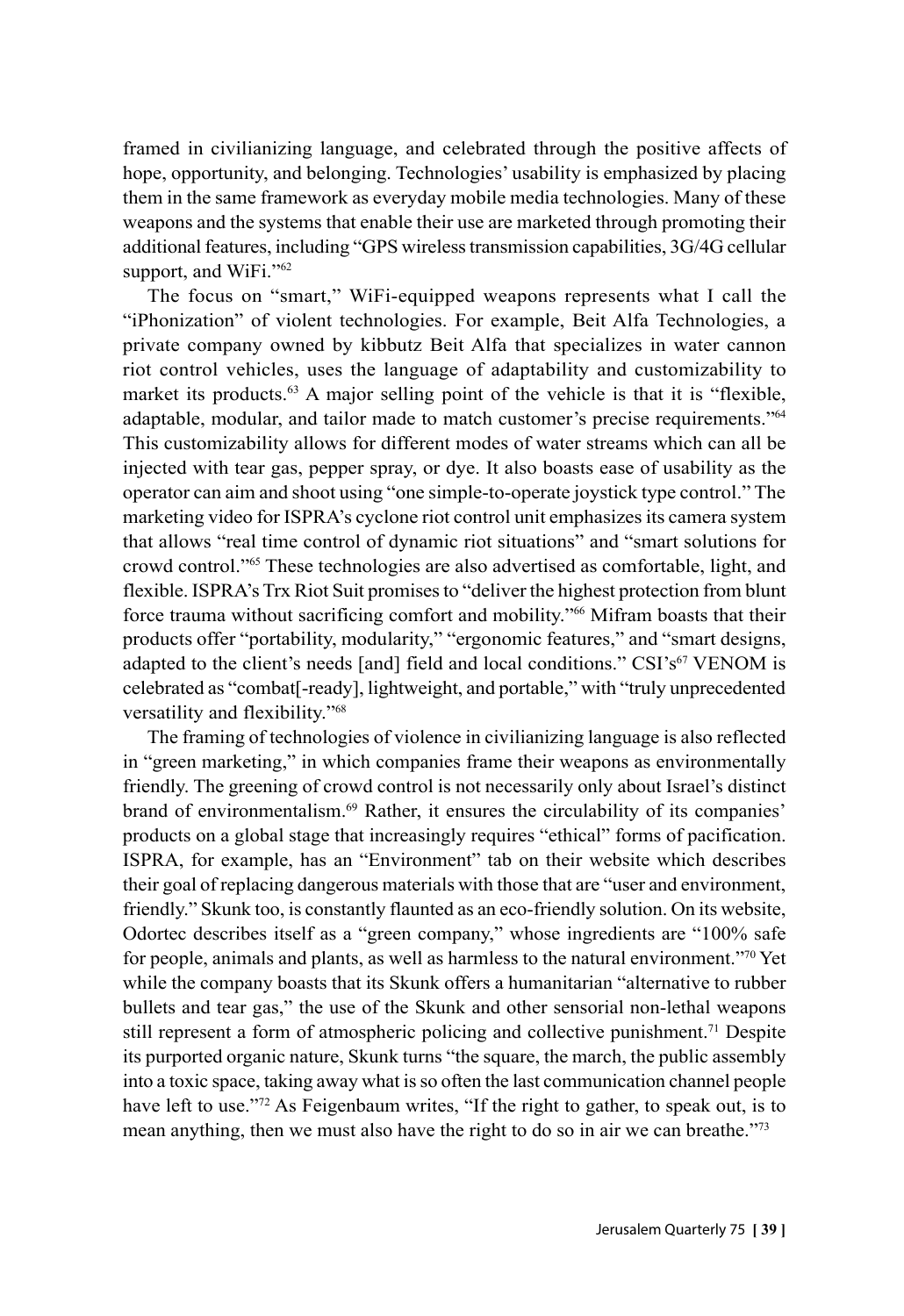framed in civilianizing language, and celebrated through the positive affects of hope, opportunity, and belonging. Technologies' usability is emphasized by placing them in the same framework as everyday mobile media technologies. Many of these weapons and the systems that enable their use are marketed through promoting their additional features, including "GPS wireless transmission capabilities, 3G/4G cellular support, and WiFi."[62]

The focus on "smart," WiFi-equipped weapons represents what I call the "iPhonization" of violent technologies. For example, Beit Alfa Technologies, a private company owned by kibbutz Beit Alfa that specializes in water cannon riot control vehicles, uses the language of adaptability and customizability to market its products.[63] A major selling point of the vehicle is that it is "flexible, adaptable, modular, and tailor made to match customer's precise requirements."[64] This customizability allows for different modes of water streams which can all be injected with tear gas, pepper spray, or dye. It also boasts ease of usability as the operator can aim and shoot using "one simple-to-operate joystick type control." The marketing video for ISPRA's cyclone riot control unit emphasizes its camera system that allows "real time control of dynamic riot situations" and "smart solutions for crowd control."[65] These technologies are also advertised as comfortable, light, and flexible. ISPRA's Trx Riot Suit promises to "deliver the highest protection from blunt force trauma without sacrificing comfort and mobility."[66] Mifram boasts that their products offer "portability, modularity," "ergonomic features," and "smart designs, adapted to the client's needs [and] field and local conditions." CSI's[67] VENOM is celebrated as "combat[-ready], lightweight, and portable," with "truly unprecedented versatility and flexibility."[68]

The framing of technologies of violence in civilianizing language is also reflected in "green marketing," in which companies frame their weapons as environmentally friendly. The greening of crowd control is not necessarily only about Israel's distinct brand of environmentalism.[69] Rather, it ensures the circulability of its companies' products on a global stage that increasingly requires "ethical" forms of pacification. ISPRA, for example, has an "Environment" tab on their website which describes their goal of replacing dangerous materials with those that are "user and environment, friendly." Skunk too, is constantly flaunted as an eco-friendly solution. On its website, Odortec describes itself as a "green company," whose ingredients are "100% safe for people, animals and plants, as well as harmless to the natural environment."[70] Yet while the company boasts that its Skunk offers a humanitarian "alternative to rubber bullets and tear gas," the use of the Skunk and other sensorial non-lethal weapons still represent a form of atmospheric policing and collective punishment.[71] Despite its purported organic nature, Skunk turns "the square, the march, the public assembly into a toxic space, taking away what is so often the last communication channel people have left to use."[72] As Feigenbaum writes, "If the right to gather, to speak out, is to mean anything, then we must also have the right to do so in air we can breathe."[73]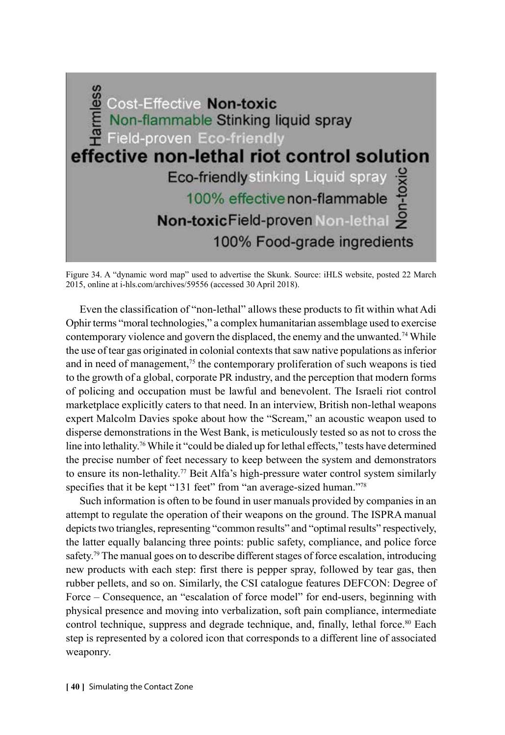Figure 34. A "dynamic word map" used to advertise the Skunk. Source: iHLS website, posted 22 March 2015, online at i-hls.com/archives/59556 (accessed 30 April 2018).

Even the classification of "non-lethal" allows these products to fit within what Adi Ophir terms "moral technologies," a complex humanitarian assemblage used to exercise contemporary violence and govern the displaced, the enemy and the unwanted.[74] While the use of tear gas originated in colonial contexts that saw native populations as inferior and in need of management,[75] the contemporary proliferation of such weapons is tied to the growth of a global, corporate PR industry, and the perception that modern forms of policing and occupation must be lawful and benevolent. The Israeli riot control marketplace explicitly caters to that need. In an interview, British non-lethal weapons expert Malcolm Davies spoke about how the "Scream," an acoustic weapon used to disperse demonstrations in the West Bank, is meticulously tested so as not to cross the line into lethality.[76] While it "could be dialed up for lethal effects," tests have determined the precise number of feet necessary to keep between the system and demonstrators to ensure its non-lethality.[77] Beit Alfa's high-pressure water control system similarly specifies that it be kept "131 feet" from "an average-sized human."[78]

Such information is often to be found in user manuals provided by companies in an attempt to regulate the operation of their weapons on the ground. The ISPRA manual depicts two triangles, representing "common results" and "optimal results" respectively, the latter equally balancing three points: public safety, compliance, and police force safety.[79] The manual goes on to describe different stages of force escalation, introducing new products with each step: first there is pepper spray, followed by tear gas, then rubber pellets, and so on. Similarly, the CSI catalogue features DEFCON: Degree of Force – Consequence, an "escalation of force model" for end-users, beginning with physical presence and moving into verbalization, soft pain compliance, intermediate control technique, suppress and degrade technique, and, finally, lethal force.[80] Each step is represented by a colored icon that corresponds to a different line of associated weaponry.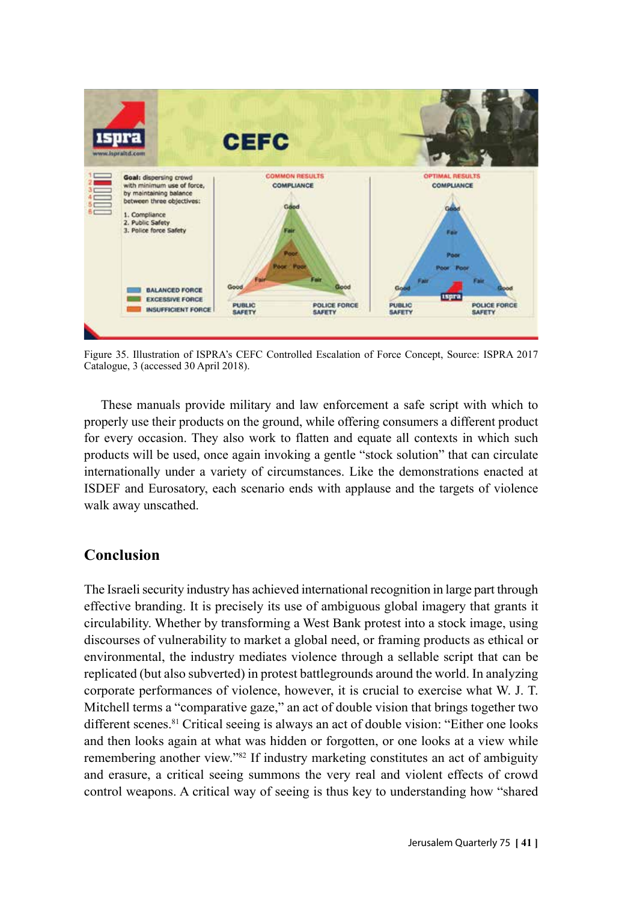Figure 35. Illustration of ISPRA's CEFC Controlled Escalation of Force Concept, Source: ISPRA 2017 Catalogue, 3 (accessed 30 April 2018).

These manuals provide military and law enforcement a safe script with which to properly use their products on the ground, while offering consumers a different product for every occasion. They also work to flatten and equate all contexts in which such products will be used, once again invoking a gentle "stock solution" that can circulate internationally under a variety of circumstances. Like the demonstrations enacted at ISDEF and Eurosatory, each scenario ends with applause and the targets of violence walk away unscathed.

## Conclusion

The Israeli security industry has achieved international recognition in large part through effective branding. It is precisely its use of ambiguous global imagery that grants it circulability. Whether by transforming a West Bank protest into a stock image, using discourses of vulnerability to market a global need, or framing products as ethical or environmental, the industry mediates violence through a sellable script that can be replicated (but also subverted) in protest battlegrounds around the world. In analyzing corporate performances of violence, however, it is crucial to exercise what W. J. T. Mitchell terms a "comparative gaze," an act of double vision that brings together two different scenes.[81] Critical seeing is always an act of double vision: "Either one looks and then looks again at what was hidden or forgotten, or one looks at a view while remembering another view."[82] If industry marketing constitutes an act of ambiguity and erasure, a critical seeing summons the very real and violent effects of crowd control weapons. A critical way of seeing is thus key to understanding how "shared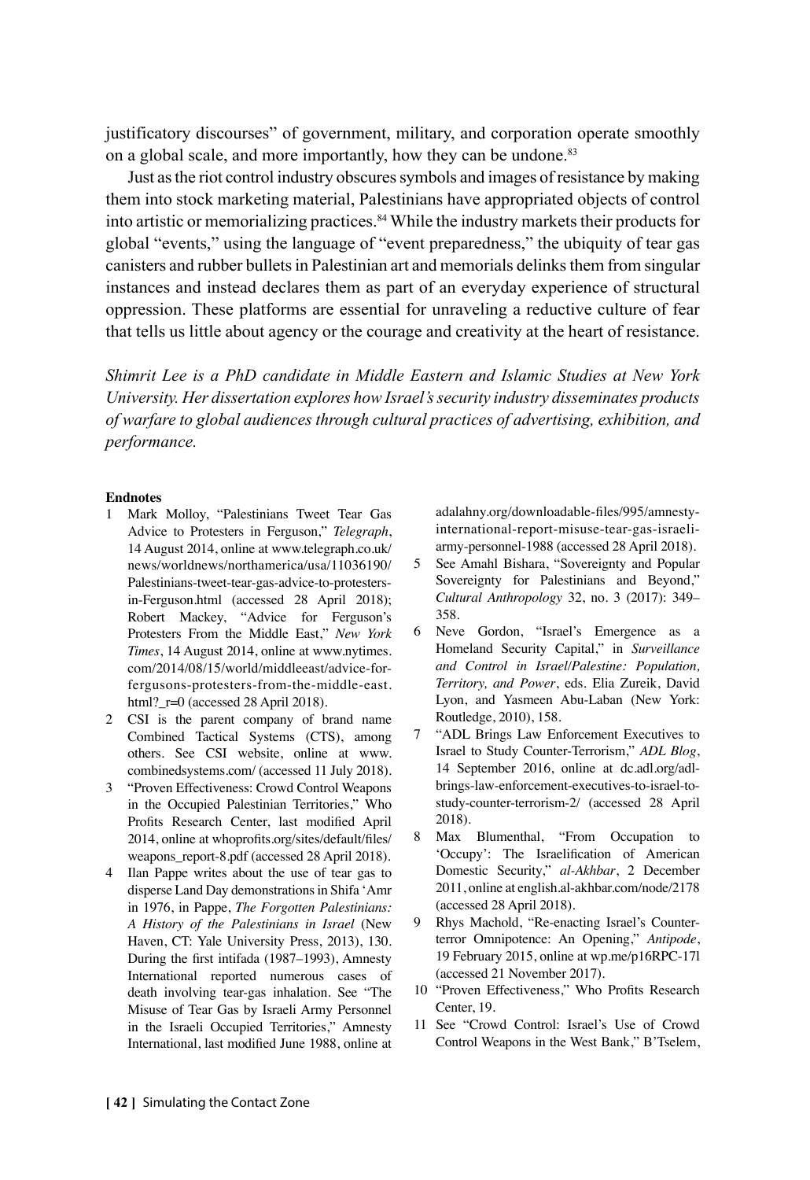justificatory discourses" of government, military, and corporation operate smoothly on a global scale, and more importantly, how they can be undone.[83]

Just as the riot control industry obscures symbols and images of resistance by making them into stock marketing material, Palestinians have appropriated objects of control into artistic or memorializing practices.[84] While the industry markets their products for global "events," using the language of "event preparedness," the ubiquity of tear gas canisters and rubber bullets in Palestinian art and memorials delinks them from singular instances and instead declares them as part of an everyday experience of structural oppression. These platforms are essential for unraveling a reductive culture of fear that tells us little about agency or the courage and creativity at the heart of resistance.

*Shimrit Lee is a PhD candidate in Middle Eastern and Islamic Studies at New York University. Her dissertation explores how Israel's security industry disseminates products of warfare to global audiences through cultural practices of advertising, exhibition, and performance.*

**Endnotes**

1. Mark Molloy, "Palestinians Tweet Tear Gas Advice to Protesters in Ferguson," *Telegraph*, 14 August 2014, online at www.telegraph.co.uk/news/worldnews/northamerica/usa/11036190/Palestinians-tweet-tear-gas-advice-to-protesters-in-Ferguson.html (accessed 28 April 2018); Robert Mackey, "Advice for Ferguson's Protesters From the Middle East," *New York Times*, 14 August 2014, online at www.nytimes.com/2014/08/15/world/middleeast/advice-for-fergusons-protesters-from-the-middle-east.html?_r=0 (accessed 28 April 2018).
2. CSI is the parent company of brand name Combined Tactical Systems (CTS), among others. See CSI website, online at www.combinedsystems.com/ (accessed 11 July 2018).
3. "Proven Effectiveness: Crowd Control Weapons in the Occupied Palestinian Territories," Who Profits Research Center, last modified April 2014, online at whoprofits.org/sites/default/files/weapons_report-8.pdf (accessed 28 April 2018).
4. Ilan Pappe writes about the use of tear gas to disperse Land Day demonstrations in Shifa 'Amr in 1976, in Pappe, *The Forgotten Palestinians: A History of the Palestinians in Israel* (New Haven, CT: Yale University Press, 2013), 130. During the first intifada (1987–1993), Amnesty International reported numerous cases of death involving tear-gas inhalation. See "The Misuse of Tear Gas by Israeli Army Personnel in the Israeli Occupied Territories," Amnesty International, last modified June 1988, online at adalahny.org/downloadable-files/995/amnesty-international-report-misuse-tear-gas-israeli-army-personnel-1988 (accessed 28 April 2018).
5. See Amahl Bishara, "Sovereignty and Popular Sovereignty for Palestinians and Beyond," *Cultural Anthropology* 32, no. 3 (2017): 349–358.
6. Neve Gordon, "Israel's Emergence as a Homeland Security Capital," in *Surveillance and Control in Israel/Palestine: Population, Territory, and Power*, eds. Elia Zureik, David Lyon, and Yasmeen Abu-Laban (New York: Routledge, 2010), 158.
7. "ADL Brings Law Enforcement Executives to Israel to Study Counter-Terrorism," *ADL Blog*, 14 September 2016, online at dc.adl.org/adl-brings-law-enforcement-executives-to-israel-to-study-counter-terrorism-2/ (accessed 28 April 2018).
8. Max Blumenthal, "From Occupation to 'Occupy': The Israelification of American Domestic Security," *al-Akhbar*, 2 December 2011, online at english.al-akhbar.com/node/2178 (accessed 28 April 2018).
9. Rhys Machold, "Re-enacting Israel's Counter-terror Omnipotence: An Opening," *Antipode*, 19 February 2015, online at wp.me/p16RPC-17l (accessed 21 November 2017).
10. "Proven Effectiveness," Who Profits Research Center, 19.
11. See "Crowd Control: Israel's Use of Crowd Control Weapons in the West Bank," B'Tselem,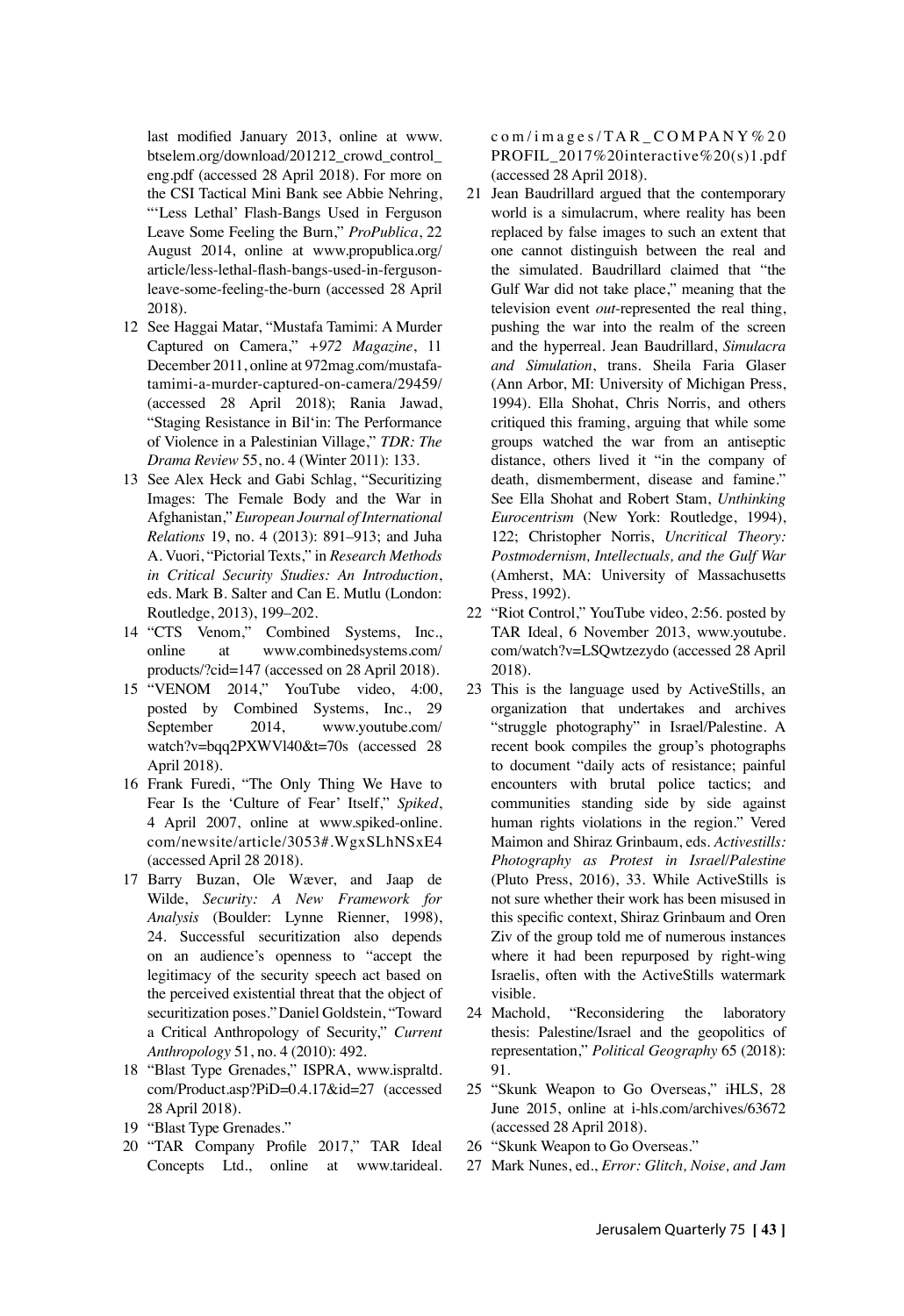last modified January 2013, online at www.btselem.org/download/201212_crowd_control_eng.pdf (accessed 28 April 2018). For more on the CSI Tactical Mini Bank see Abbie Nehring, "'Less Lethal' Flash-Bangs Used in Ferguson Leave Some Feeling the Burn," *ProPublica*, 22 August 2014, online at www.propublica.org/article/less-lethal-flash-bangs-used-in-ferguson-leave-some-feeling-the-burn (accessed 28 April 2018).

12 See Haggai Matar, "Mustafa Tamimi: A Murder Captured on Camera," *+972 Magazine*, 11 December 2011, online at 972mag.com/mustafa-tamimi-a-murder-captured-on-camera/29459/ (accessed 28 April 2018); Rania Jawad, "Staging Resistance in Bil'in: The Performance of Violence in a Palestinian Village," *TDR: The Drama Review* 55, no. 4 (Winter 2011): 133.

13 See Alex Heck and Gabi Schlag, "Securitizing Images: The Female Body and the War in Afghanistan," *European Journal of International Relations* 19, no. 4 (2013): 891–913; and Juha A. Vuori, "Pictorial Texts," in *Research Methods in Critical Security Studies: An Introduction*, eds. Mark B. Salter and Can E. Mutlu (London: Routledge, 2013), 199–202.

14 "CTS Venom," Combined Systems, Inc., online at www.combinedsystems.com/products/?cid=147 (accessed on 28 April 2018).

15 "VENOM 2014," YouTube video, 4:00, posted by Combined Systems, Inc., 29 September 2014, www.youtube.com/watch?v=bqq2PXWVl40&t=70s (accessed 28 April 2018).

16 Frank Furedi, "The Only Thing We Have to Fear Is the 'Culture of Fear' Itself," *Spiked*, 4 April 2007, online at www.spiked-online.com/newsite/article/3053#.WgxSLhNSxE4 (accessed April 28 2018).

17 Barry Buzan, Ole Wæver, and Jaap de Wilde, *Security: A New Framework for Analysis* (Boulder: Lynne Rienner, 1998), 24. Successful securitization also depends on an audience's openness to "accept the legitimacy of the security speech act based on the perceived existential threat that the object of securitization poses." Daniel Goldstein, "Toward a Critical Anthropology of Security," *Current Anthropology* 51, no. 4 (2010): 492.

18 "Blast Type Grenades," ISPRA, www.ispraltd.com/Product.asp?PiD=0.4.17&id=27 (accessed 28 April 2018).

19 "Blast Type Grenades."

20 "TAR Company Profile 2017," TAR Ideal Concepts Ltd., online at www.tarideal.com/images/TAR_COMPANY%20PROFIL_2017%20interactive%20(s)1.pdf (accessed 28 April 2018).

21 Jean Baudrillard argued that the contemporary world is a simulacrum, where reality has been replaced by false images to such an extent that one cannot distinguish between the real and the simulated. Baudrillard claimed that "the Gulf War did not take place," meaning that the television event *out*-represented the real thing, pushing the war into the realm of the screen and the hyperreal. Jean Baudrillard, *Simulacra and Simulation*, trans. Sheila Faria Glaser (Ann Arbor, MI: University of Michigan Press, 1994). Ella Shohat, Chris Norris, and others critiqued this framing, arguing that while some groups watched the war from an antiseptic distance, others lived it "in the company of death, dismemberment, disease and famine." See Ella Shohat and Robert Stam, *Unthinking Eurocentrism* (New York: Routledge, 1994), 122; Christopher Norris, *Uncritical Theory: Postmodernism, Intellectuals, and the Gulf War* (Amherst, MA: University of Massachusetts Press, 1992).

22 "Riot Control," YouTube video, 2:56. posted by TAR Ideal, 6 November 2013, www.youtube.com/watch?v=LSQwtzezydo (accessed 28 April 2018).

23 This is the language used by ActiveStills, an organization that undertakes and archives "struggle photography" in Israel/Palestine. A recent book compiles the group's photographs to document "daily acts of resistance; painful encounters with brutal police tactics; and communities standing side by side against human rights violations in the region." Vered Maimon and Shiraz Grinbaum, eds. *Activestills: Photography as Protest in Israel/Palestine* (Pluto Press, 2016), 33. While ActiveStills is not sure whether their work has been misused in this specific context, Shiraz Grinbaum and Oren Ziv of the group told me of numerous instances where it had been repurposed by right-wing Israelis, often with the ActiveStills watermark visible.

24 Machold, "Reconsidering the laboratory thesis: Palestine/Israel and the geopolitics of representation," *Political Geography* 65 (2018): 91.

25 "Skunk Weapon to Go Overseas," iHLS, 28 June 2015, online at i-hls.com/archives/63672 (accessed 28 April 2018).

26 "Skunk Weapon to Go Overseas."

27 Mark Nunes, ed., *Error: Glitch, Noise, and Jam*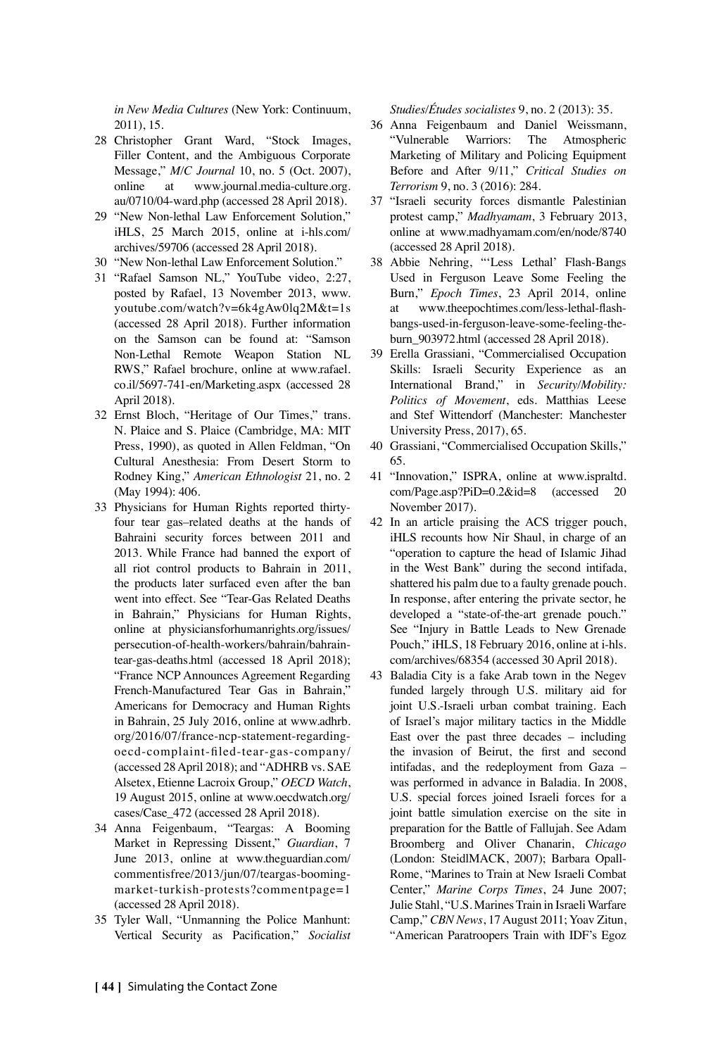*in New Media Cultures* (New York: Continuum, 2011), 15.

28 Christopher Grant Ward, "Stock Images, Filler Content, and the Ambiguous Corporate Message," *M/C Journal* 10, no. 5 (Oct. 2007), online at www.journal.media-culture.org.au/0710/04-ward.php (accessed 28 April 2018).

29 "New Non-lethal Law Enforcement Solution," iHLS, 25 March 2015, online at i-hls.com/archives/59706 (accessed 28 April 2018).

30 "New Non-lethal Law Enforcement Solution."

31 "Rafael Samson NL," YouTube video, 2:27, posted by Rafael, 13 November 2013, www.youtube.com/watch?v=6k4gAw0lq2M&t=1s (accessed 28 April 2018). Further information on the Samson can be found at: "Samson Non-Lethal Remote Weapon Station NL RWS," Rafael brochure, online at www.rafael.co.il/5697-741-en/Marketing.aspx (accessed 28 April 2018).

32 Ernst Bloch, "Heritage of Our Times," trans. N. Plaice and S. Plaice (Cambridge, MA: MIT Press, 1990), as quoted in Allen Feldman, "On Cultural Anesthesia: From Desert Storm to Rodney King," *American Ethnologist* 21, no. 2 (May 1994): 406.

33 Physicians for Human Rights reported thirty-four tear gas–related deaths at the hands of Bahraini security forces between 2011 and 2013. While France had banned the export of all riot control products to Bahrain in 2011, the products later surfaced even after the ban went into effect. See "Tear-Gas Related Deaths in Bahrain," Physicians for Human Rights, online at physiciansforhumanrights.org/issues/persecution-of-health-workers/bahrain/bahrain-tear-gas-deaths.html (accessed 18 April 2018); "France NCP Announces Agreement Regarding French-Manufactured Tear Gas in Bahrain," Americans for Democracy and Human Rights in Bahrain, 25 July 2016, online at www.adhrb.org/2016/07/france-ncp-statement-regarding-oecd-complaint-filed-tear-gas-company/ (accessed 28 April 2018); and "ADHRB vs. SAE Alsetex, Etienne Lacroix Group," *OECD Watch*, 19 August 2015, online at www.oecdwatch.org/cases/Case_472 (accessed 28 April 2018).

34 Anna Feigenbaum, "Teargas: A Booming Market in Repressing Dissent," *Guardian*, 7 June 2013, online at www.theguardian.com/commentisfree/2013/jun/07/teargas-booming-market-turkish-protests?commentpage=1 (accessed 28 April 2018).

35 Tyler Wall, "Unmanning the Police Manhunt: Vertical Security as Pacification," *Socialist Studies/Études socialistes* 9, no. 2 (2013): 35.

36 Anna Feigenbaum and Daniel Weissmann, "Vulnerable Warriors: The Atmospheric Marketing of Military and Policing Equipment Before and After 9/11," *Critical Studies on Terrorism* 9, no. 3 (2016): 284.

37 "Israeli security forces dismantle Palestinian protest camp," *Madhyamam*, 3 February 2013, online at www.madhyamam.com/en/node/8740 (accessed 28 April 2018).

38 Abbie Nehring, "'Less Lethal' Flash-Bangs Used in Ferguson Leave Some Feeling the Burn," *Epoch Times*, 23 April 2014, online at www.theepochtimes.com/less-lethal-flash-bangs-used-in-ferguson-leave-some-feeling-the-burn_903972.html (accessed 28 April 2018).

39 Erella Grassiani, "Commercialised Occupation Skills: Israeli Security Experience as an International Brand," in *Security/Mobility: Politics of Movement*, eds. Matthias Leese and Stef Wittendorf (Manchester: Manchester University Press, 2017), 65.

40 Grassiani, "Commercialised Occupation Skills," 65.

41 "Innovation," ISPRA, online at www.ispraltd.com/Page.asp?PiD=0.2&id=8 (accessed 20 November 2017).

42 In an article praising the ACS trigger pouch, iHLS recounts how Nir Shaul, in charge of an "operation to capture the head of Islamic Jihad in the West Bank" during the second intifada, shattered his palm due to a faulty grenade pouch. In response, after entering the private sector, he developed a "state-of-the-art grenade pouch." See "Injury in Battle Leads to New Grenade Pouch," iHLS, 18 February 2016, online at i-hls.com/archives/68354 (accessed 30 April 2018).

43 Baladia City is a fake Arab town in the Negev funded largely through U.S. military aid for joint U.S.-Israeli urban combat training. Each of Israel's major military tactics in the Middle East over the past three decades – including the invasion of Beirut, the first and second intifadas, and the redeployment from Gaza – was performed in advance in Baladia. In 2008, U.S. special forces joined Israeli forces for a joint battle simulation exercise on the site in preparation for the Battle of Fallujah. See Adam Broomberg and Oliver Chanarin, *Chicago* (London: SteidlMACK, 2007); Barbara Opall-Rome, "Marines to Train at New Israeli Combat Center," *Marine Corps Times*, 24 June 2007; Julie Stahl, "U.S. Marines Train in Israeli Warfare Camp," *CBN News*, 17 August 2011; Yoav Zitun, "American Paratroopers Train with IDF's Egoz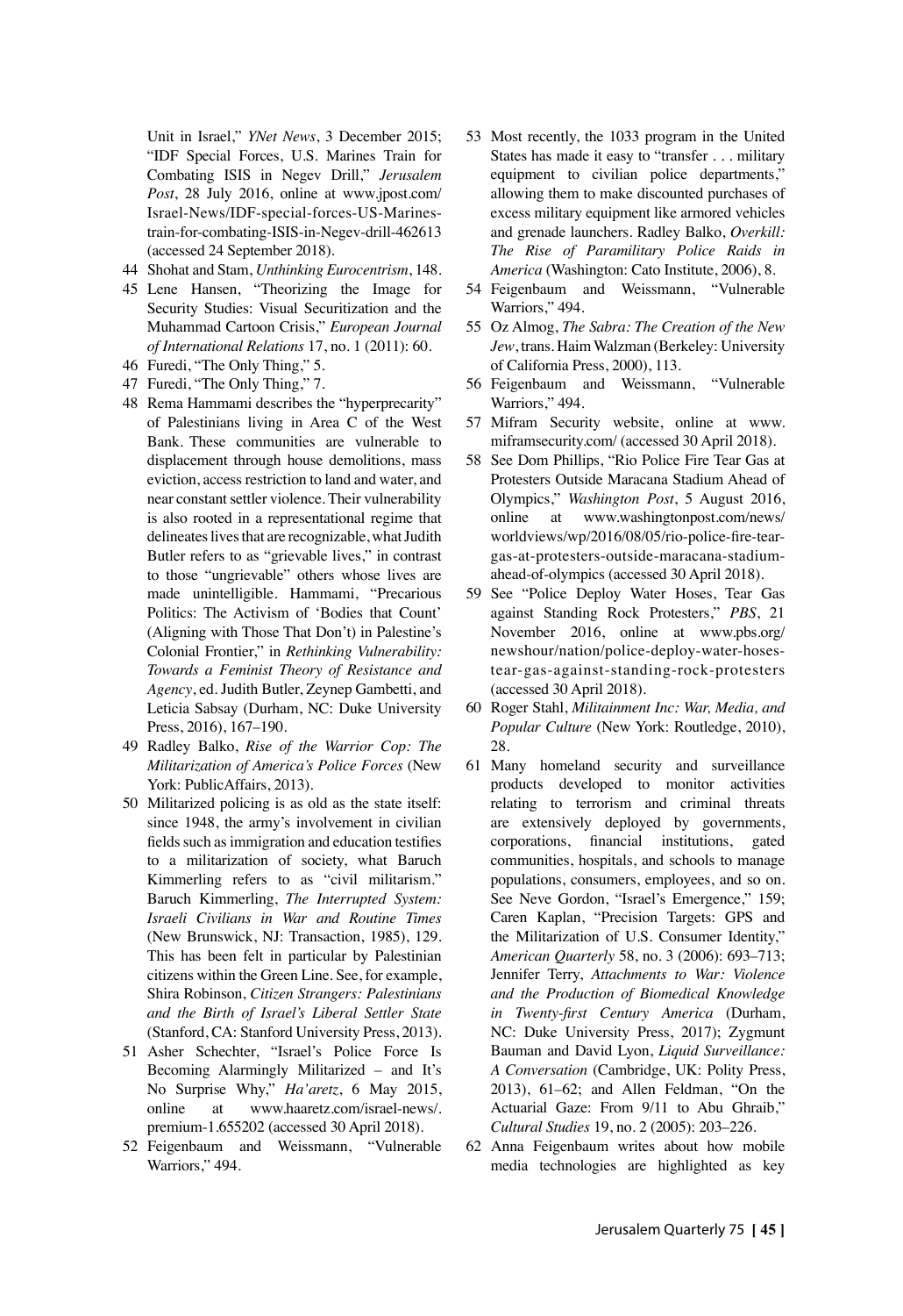Unit in Israel," *YNet News*, 3 December 2015; "IDF Special Forces, U.S. Marines Train for Combating ISIS in Negev Drill," *Jerusalem Post*, 28 July 2016, online at www.jpost.com/Israel-News/IDF-special-forces-US-Marines-train-for-combating-ISIS-in-Negev-drill-462613 (accessed 24 September 2018).

44 Shohat and Stam, *Unthinking Eurocentrism*, 148.

45 Lene Hansen, "Theorizing the Image for Security Studies: Visual Securitization and the Muhammad Cartoon Crisis," *European Journal of International Relations* 17, no. 1 (2011): 60.

46 Furedi, "The Only Thing," 5.

47 Furedi, "The Only Thing," 7.

48 Rema Hammami describes the "hyperprecarity" of Palestinians living in Area C of the West Bank. These communities are vulnerable to displacement through house demolitions, mass eviction, access restriction to land and water, and near constant settler violence. Their vulnerability is also rooted in a representational regime that delineates lives that are recognizable, what Judith Butler refers to as "grievable lives," in contrast to those "ungrievable" others whose lives are made unintelligible. Hammami, "Precarious Politics: The Activism of 'Bodies that Count' (Aligning with Those That Don't) in Palestine's Colonial Frontier," in *Rethinking Vulnerability: Towards a Feminist Theory of Resistance and Agency*, ed. Judith Butler, Zeynep Gambetti, and Leticia Sabsay (Durham, NC: Duke University Press, 2016), 167–190.

49 Radley Balko, *Rise of the Warrior Cop: The Militarization of America's Police Forces* (New York: PublicAffairs, 2013).

50 Militarized policing is as old as the state itself: since 1948, the army's involvement in civilian fields such as immigration and education testifies to a militarization of society, what Baruch Kimmerling refers to as "civil militarism." Baruch Kimmerling, *The Interrupted System: Israeli Civilians in War and Routine Times* (New Brunswick, NJ: Transaction, 1985), 129. This has been felt in particular by Palestinian citizens within the Green Line. See, for example, Shira Robinson, *Citizen Strangers: Palestinians and the Birth of Israel's Liberal Settler State* (Stanford, CA: Stanford University Press, 2013).

51 Asher Schechter, "Israel's Police Force Is Becoming Alarmingly Militarized – and It's No Surprise Why," *Ha'aretz*, 6 May 2015, online at www.haaretz.com/israel-news/.premium-1.655202 (accessed 30 April 2018).

52 Feigenbaum and Weissmann, "Vulnerable Warriors," 494.

53 Most recently, the 1033 program in the United States has made it easy to "transfer . . . military equipment to civilian police departments," allowing them to make discounted purchases of excess military equipment like armored vehicles and grenade launchers. Radley Balko, *Overkill: The Rise of Paramilitary Police Raids in America* (Washington: Cato Institute, 2006), 8.

54 Feigenbaum and Weissmann, "Vulnerable Warriors," 494.

55 Oz Almog, *The Sabra: The Creation of the New Jew*, trans. Haim Walzman (Berkeley: University of California Press, 2000), 113.

56 Feigenbaum and Weissmann, "Vulnerable Warriors," 494.

57 Mifram Security website, online at www.miframsecurity.com/ (accessed 30 April 2018).

58 See Dom Phillips, "Rio Police Fire Tear Gas at Protesters Outside Maracana Stadium Ahead of Olympics," *Washington Post*, 5 August 2016, online at www.washingtonpost.com/news/worldviews/wp/2016/08/05/rio-police-fire-tear-gas-at-protesters-outside-maracana-stadium-ahead-of-olympics (accessed 30 April 2018).

59 See "Police Deploy Water Hoses, Tear Gas against Standing Rock Protesters," *PBS*, 21 November 2016, online at www.pbs.org/newshour/nation/police-deploy-water-hoses-tear-gas-against-standing-rock-protesters (accessed 30 April 2018).

60 Roger Stahl, *Militainment Inc: War, Media, and Popular Culture* (New York: Routledge, 2010), 28.

61 Many homeland security and surveillance products developed to monitor activities relating to terrorism and criminal threats are extensively deployed by governments, corporations, financial institutions, gated communities, hospitals, and schools to manage populations, consumers, employees, and so on. See Neve Gordon, "Israel's Emergence," 159; Caren Kaplan, "Precision Targets: GPS and the Militarization of U.S. Consumer Identity," *American Quarterly* 58, no. 3 (2006): 693–713; Jennifer Terry, *Attachments to War: Violence and the Production of Biomedical Knowledge in Twenty-first Century America* (Durham, NC: Duke University Press, 2017); Zygmunt Bauman and David Lyon, *Liquid Surveillance: A Conversation* (Cambridge, UK: Polity Press, 2013), 61–62; and Allen Feldman, "On the Actuarial Gaze: From 9/11 to Abu Ghraib," *Cultural Studies* 19, no. 2 (2005): 203–226.

62 Anna Feigenbaum writes about how mobile media technologies are highlighted as key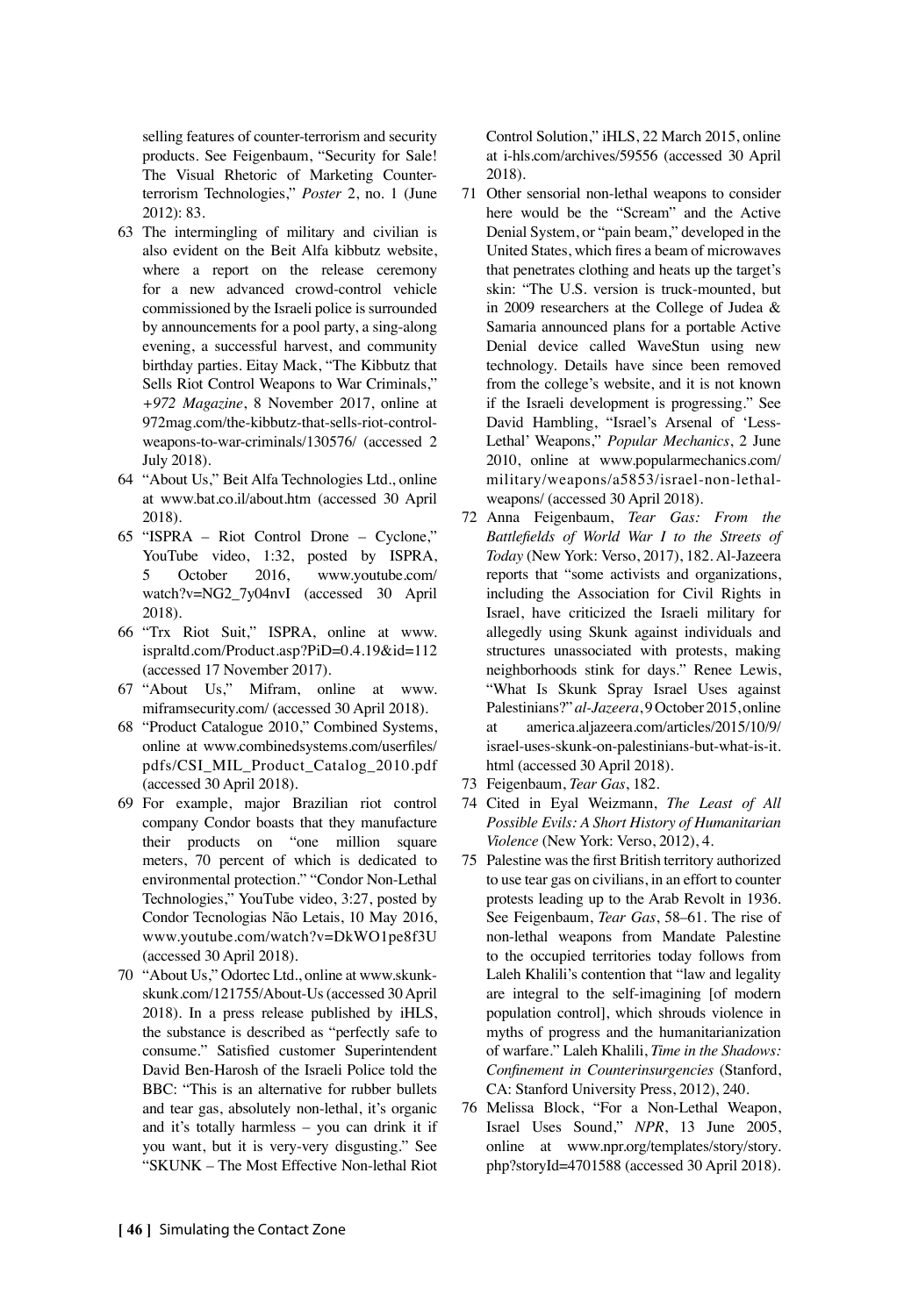selling features of counter-terrorism and security products. See Feigenbaum, "Security for Sale! The Visual Rhetoric of Marketing Counter-terrorism Technologies," *Poster* 2, no. 1 (June 2012): 83.

63 The intermingling of military and civilian is also evident on the Beit Alfa kibbutz website, where a report on the release ceremony for a new advanced crowd-control vehicle commissioned by the Israeli police is surrounded by announcements for a pool party, a sing-along evening, a successful harvest, and community birthday parties. Eitay Mack, "The Kibbutz that Sells Riot Control Weapons to War Criminals," *+972 Magazine*, 8 November 2017, online at 972mag.com/the-kibbutz-that-sells-riot-control-weapons-to-war-criminals/130576/ (accessed 2 July 2018).

64 "About Us," Beit Alfa Technologies Ltd., online at www.bat.co.il/about.htm (accessed 30 April 2018).

65 "ISPRA – Riot Control Drone – Cyclone," YouTube video, 1:32, posted by ISPRA, 5 October 2016, www.youtube.com/watch?v=NG2_7y04nvI (accessed 30 April 2018).

66 "Trx Riot Suit," ISPRA, online at www.ispraltd.com/Product.asp?PiD=0.4.19&id=112 (accessed 17 November 2017).

67 "About Us," Mifram, online at www.miframsecurity.com/ (accessed 30 April 2018).

68 "Product Catalogue 2010," Combined Systems, online at www.combinedsystems.com/userfiles/pdfs/CSI_MIL_Product_Catalog_2010.pdf (accessed 30 April 2018).

69 For example, major Brazilian riot control company Condor boasts that they manufacture their products on "one million square meters, 70 percent of which is dedicated to environmental protection." "Condor Non-Lethal Technologies," YouTube video, 3:27, posted by Condor Tecnologias Não Letais, 10 May 2016, www.youtube.com/watch?v=DkWO1pe8f3U (accessed 30 April 2018).

70 "About Us," Odortec Ltd., online at www.skunk-skunk.com/121755/About-Us (accessed 30 April 2018). In a press release published by iHLS, the substance is described as "perfectly safe to consume." Satisfied customer Superintendent David Ben-Harosh of the Israeli Police told the BBC: "This is an alternative for rubber bullets and tear gas, absolutely non-lethal, it's organic and it's totally harmless – you can drink it if you want, but it is very-very disgusting." See "SKUNK – The Most Effective Non-lethal Riot Control Solution," iHLS, 22 March 2015, online at i-hls.com/archives/59556 (accessed 30 April 2018).

71 Other sensorial non-lethal weapons to consider here would be the "Scream" and the Active Denial System, or "pain beam," developed in the United States, which fires a beam of microwaves that penetrates clothing and heats up the target's skin: "The U.S. version is truck-mounted, but in 2009 researchers at the College of Judea & Samaria announced plans for a portable Active Denial device called WaveStun using new technology. Details have since been removed from the college's website, and it is not known if the Israeli development is progressing." See David Hambling, "Israel's Arsenal of 'Less-Lethal' Weapons," *Popular Mechanics*, 2 June 2010, online at www.popularmechanics.com/military/weapons/a5853/israel-non-lethal-weapons/ (accessed 30 April 2018).

72 Anna Feigenbaum, *Tear Gas: From the Battlefields of World War I to the Streets of Today* (New York: Verso, 2017), 182. Al-Jazeera reports that "some activists and organizations, including the Association for Civil Rights in Israel, have criticized the Israeli military for allegedly using Skunk against individuals and structures unassociated with protests, making neighborhoods stink for days." Renee Lewis, "What Is Skunk Spray Israel Uses against Palestinians?" *al-Jazeera*, 9 October 2015, online at america.aljazeera.com/articles/2015/10/9/israel-uses-skunk-on-palestinians-but-what-is-it.html (accessed 30 April 2018).

73 Feigenbaum, *Tear Gas*, 182.

74 Cited in Eyal Weizmann, *The Least of All Possible Evils: A Short History of Humanitarian Violence* (New York: Verso, 2012), 4.

75 Palestine was the first British territory authorized to use tear gas on civilians, in an effort to counter protests leading up to the Arab Revolt in 1936. See Feigenbaum, *Tear Gas*, 58–61. The rise of non-lethal weapons from Mandate Palestine to the occupied territories today follows from Laleh Khalili's contention that "law and legality are integral to the self-imagining [of modern population control], which shrouds violence in myths of progress and the humanitarianization of warfare." Laleh Khalili, *Time in the Shadows: Confinement in Counterinsurgencies* (Stanford, CA: Stanford University Press, 2012), 240.

76 Melissa Block, "For a Non-Lethal Weapon, Israel Uses Sound," *NPR*, 13 June 2005, online at www.npr.org/templates/story/story.php?storyId=4701588 (accessed 30 April 2018).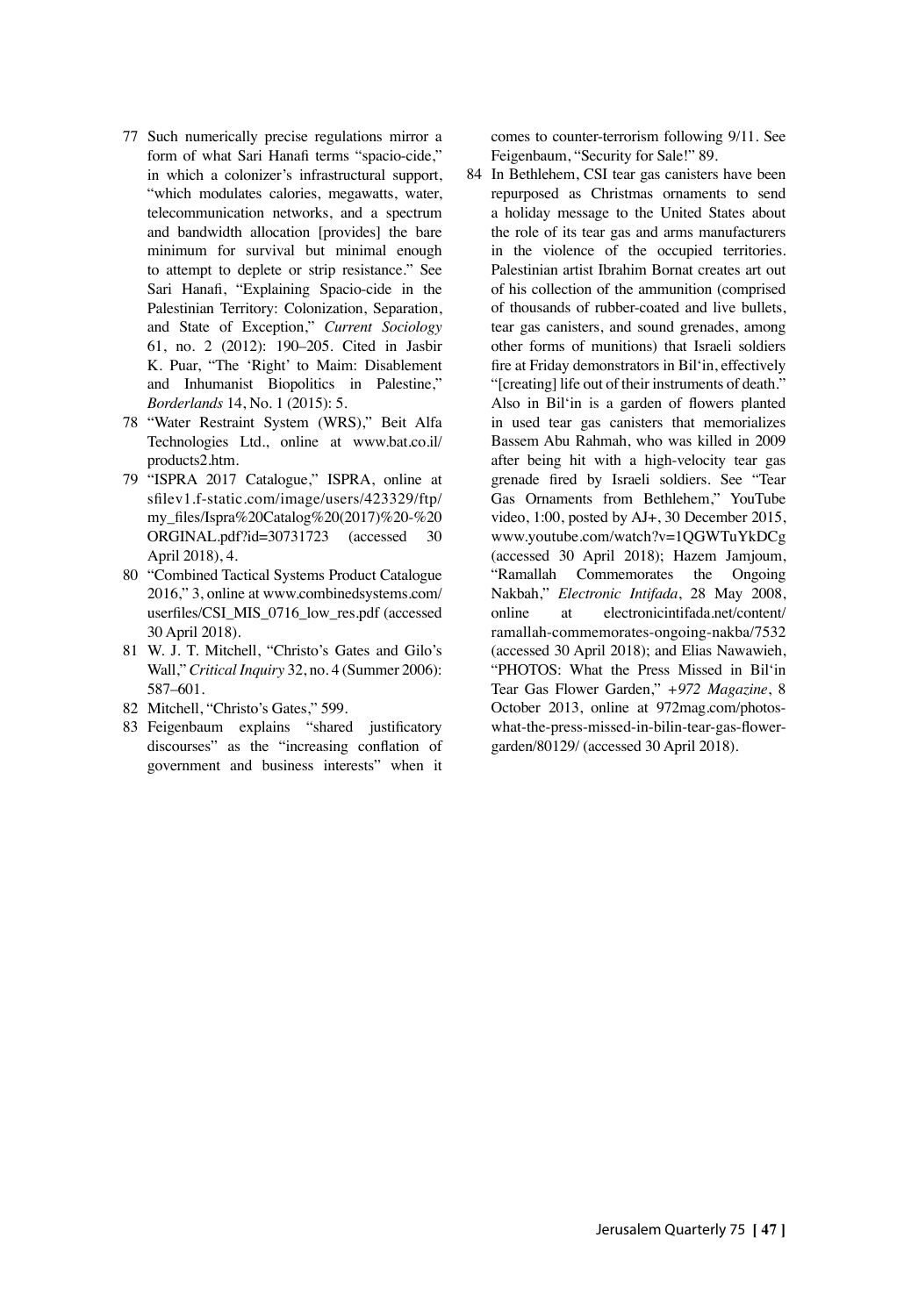77 Such numerically precise regulations mirror a form of what Sari Hanafi terms "spacio-cide," in which a colonizer's infrastructural support, "which modulates calories, megawatts, water, telecommunication networks, and a spectrum and bandwidth allocation [provides] the bare minimum for survival but minimal enough to attempt to deplete or strip resistance." See Sari Hanafi, "Explaining Spacio-cide in the Palestinian Territory: Colonization, Separation, and State of Exception," *Current Sociology* 61, no. 2 (2012): 190–205. Cited in Jasbir K. Puar, "The 'Right' to Maim: Disablement and Inhumanist Biopolitics in Palestine," *Borderlands* 14, No. 1 (2015): 5.

78 "Water Restraint System (WRS)," Beit Alfa Technologies Ltd., online at www.bat.co.il/products2.htm.

79 "ISPRA 2017 Catalogue," ISPRA, online at sfilev1.f-static.com/image/users/423329/ftp/my_files/Ispra%20Catalog%20(2017)%20-%20ORGINAL.pdf?id=30731723 (accessed 30 April 2018), 4.

80 "Combined Tactical Systems Product Catalogue 2016," 3, online at www.combinedsystems.com/userfiles/CSI_MIS_0716_low_res.pdf (accessed 30 April 2018).

81 W. J. T. Mitchell, "Christo's Gates and Gilo's Wall," *Critical Inquiry* 32, no. 4 (Summer 2006): 587–601.

82 Mitchell, "Christo's Gates," 599.

83 Feigenbaum explains "shared justificatory discourses" as the "increasing conflation of government and business interests" when it comes to counter-terrorism following 9/11. See Feigenbaum, "Security for Sale!" 89.

84 In Bethlehem, CSI tear gas canisters have been repurposed as Christmas ornaments to send a holiday message to the United States about the role of its tear gas and arms manufacturers in the violence of the occupied territories. Palestinian artist Ibrahim Bornat creates art out of his collection of the ammunition (comprised of thousands of rubber-coated and live bullets, tear gas canisters, and sound grenades, among other forms of munitions) that Israeli soldiers fire at Friday demonstrators in Bil'in, effectively "[creating] life out of their instruments of death." Also in Bil'in is a garden of flowers planted in used tear gas canisters that memorializes Bassem Abu Rahmah, who was killed in 2009 after being hit with a high-velocity tear gas grenade fired by Israeli soldiers. See "Tear Gas Ornaments from Bethlehem," YouTube video, 1:00, posted by AJ+, 30 December 2015, www.youtube.com/watch?v=1QGWTuYkDCg (accessed 30 April 2018); Hazem Jamjoum, "Ramallah Commemorates the Ongoing Nakbah," *Electronic Intifada*, 28 May 2008, online at electronicintifada.net/content/ramallah-commemorates-ongoing-nakba/7532 (accessed 30 April 2018); and Elias Nawawieh, "PHOTOS: What the Press Missed in Bil'in Tear Gas Flower Garden," *+972 Magazine*, 8 October 2013, online at 972mag.com/photos-what-the-press-missed-in-bilin-tear-gas-flower-garden/80129/ (accessed 30 April 2018).